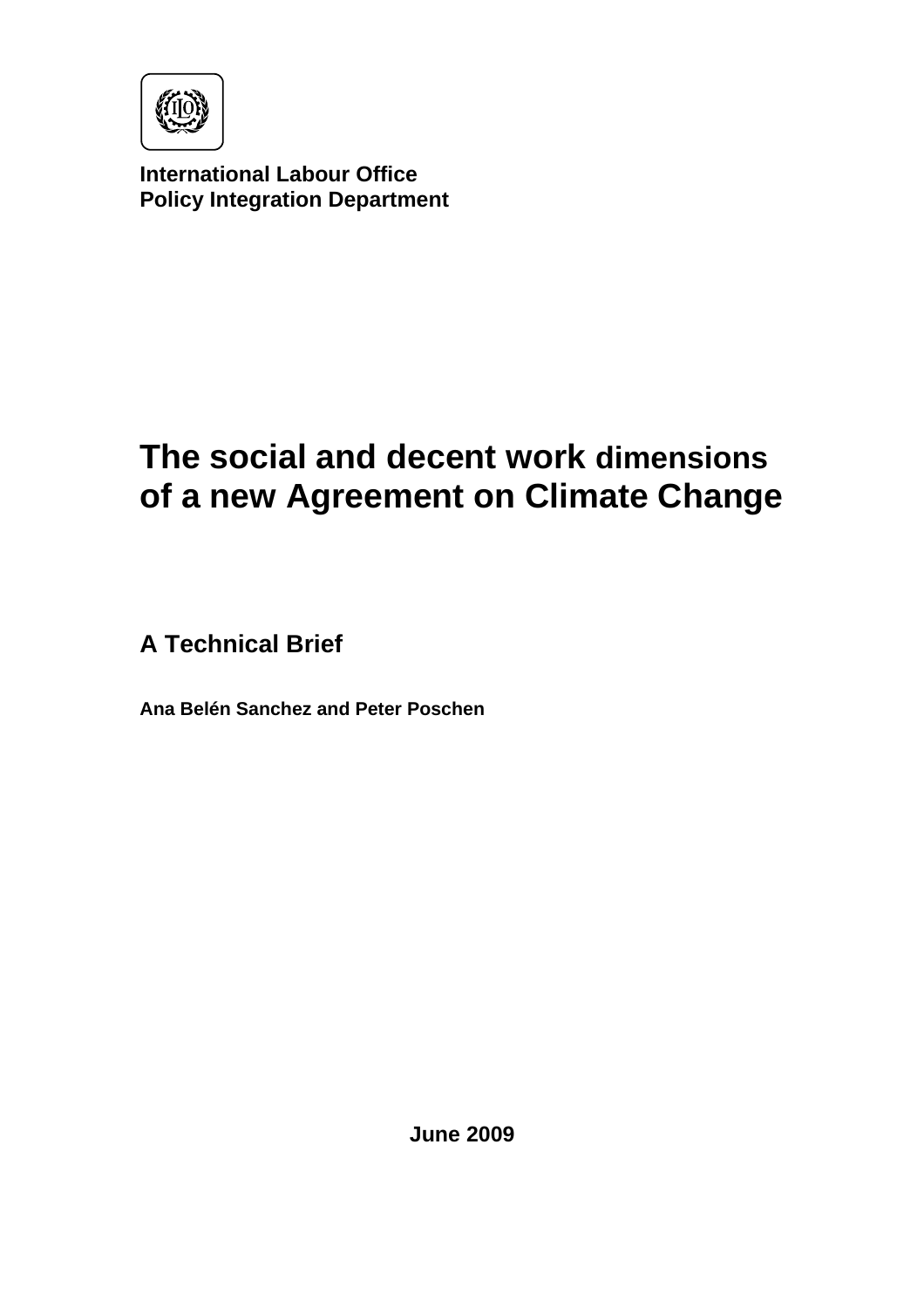**International Labour Office**
**Policy Integration Department**

# The social and decent work dimensions of a new Agreement on Climate Change

## A Technical Brief

**Ana Belén Sanchez and Peter Poschen**

**June 2009**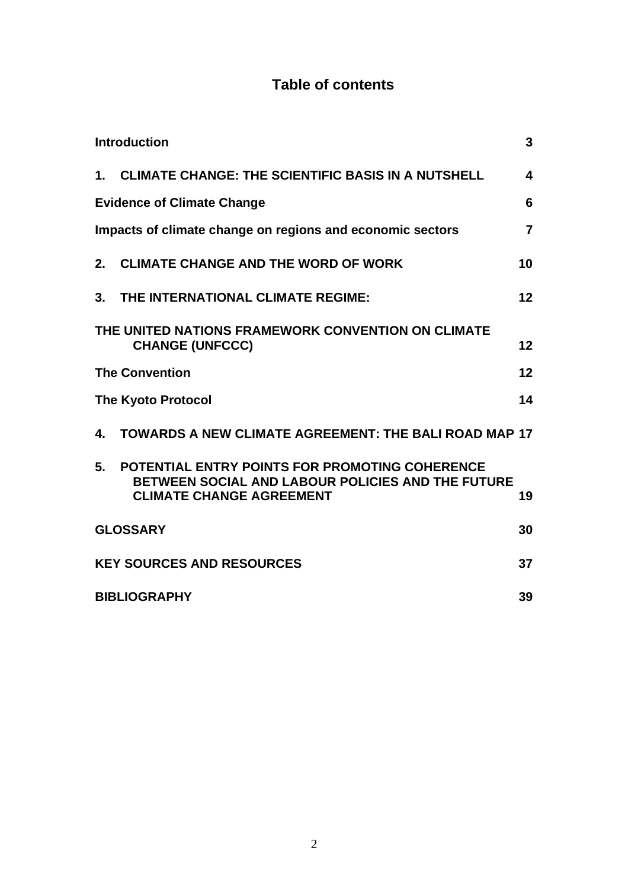## Table of contents

| | |
|---|---|
| **Introduction** | **3** |
| **1. CLIMATE CHANGE: THE SCIENTIFIC BASIS IN A NUTSHELL** | **4** |
| **Evidence of Climate Change** | **6** |
| **Impacts of climate change on regions and economic sectors** | **7** |
| **2. CLIMATE CHANGE AND THE WORD OF WORK** | **10** |
| **3. THE INTERNATIONAL CLIMATE REGIME:** | **12** |
| **THE UNITED NATIONS FRAMEWORK CONVENTION ON CLIMATE CHANGE (UNFCCC)** | **12** |
| **The Convention** | **12** |
| **The Kyoto Protocol** | **14** |
| **4. TOWARDS A NEW CLIMATE AGREEMENT: THE BALI ROAD MAP** | **17** |
| **5. POTENTIAL ENTRY POINTS FOR PROMOTING COHERENCE BETWEEN SOCIAL AND LABOUR POLICIES AND THE FUTURE CLIMATE CHANGE AGREEMENT** | **19** |
| **GLOSSARY** | **30** |
| **KEY SOURCES AND RESOURCES** | **37** |
| **BIBLIOGRAPHY** | **39** |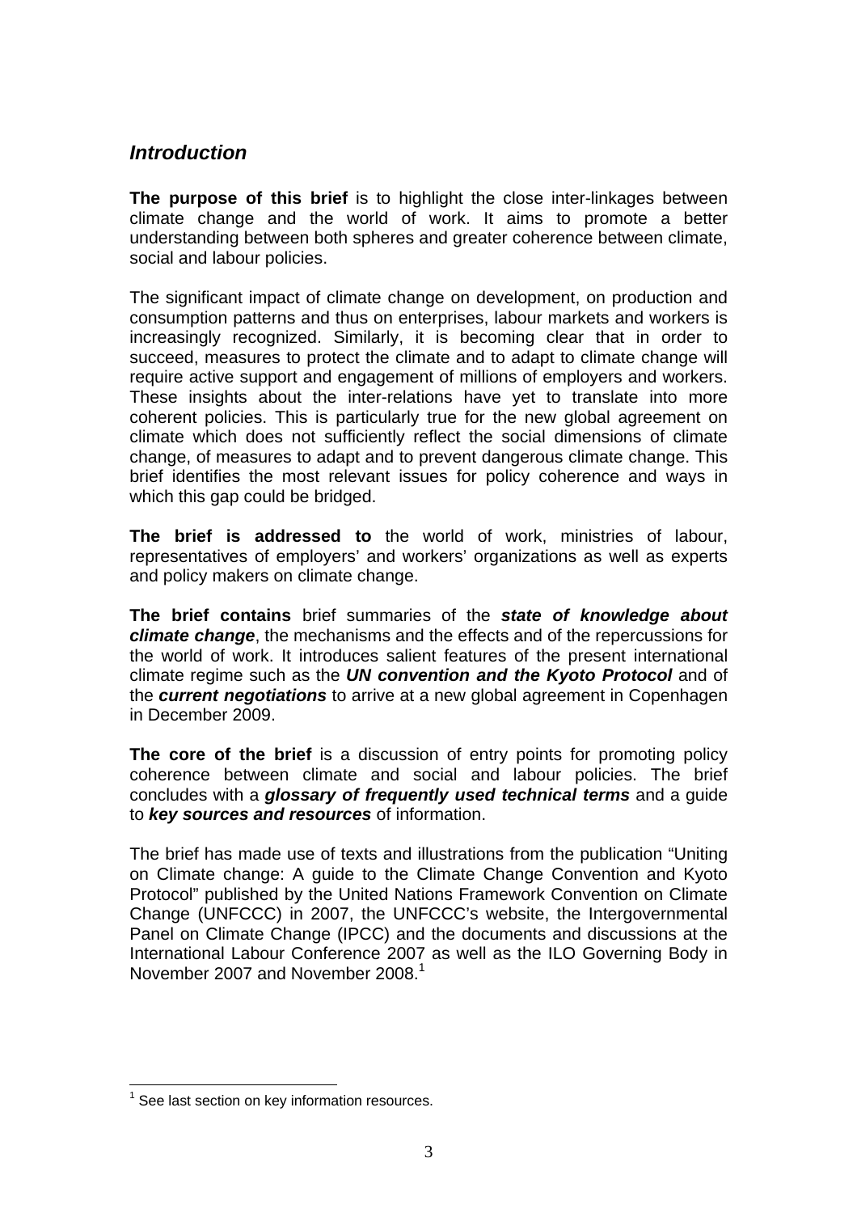## *Introduction*

**The purpose of this brief** is to highlight the close inter-linkages between climate change and the world of work. It aims to promote a better understanding between both spheres and greater coherence between climate, social and labour policies.

The significant impact of climate change on development, on production and consumption patterns and thus on enterprises, labour markets and workers is increasingly recognized. Similarly, it is becoming clear that in order to succeed, measures to protect the climate and to adapt to climate change will require active support and engagement of millions of employers and workers. These insights about the inter-relations have yet to translate into more coherent policies. This is particularly true for the new global agreement on climate which does not sufficiently reflect the social dimensions of climate change, of measures to adapt and to prevent dangerous climate change. This brief identifies the most relevant issues for policy coherence and ways in which this gap could be bridged.

**The brief is addressed to** the world of work, ministries of labour, representatives of employers' and workers' organizations as well as experts and policy makers on climate change.

**The brief contains** brief summaries of the ***state of knowledge about climate change***, the mechanisms and the effects and of the repercussions for the world of work. It introduces salient features of the present international climate regime such as the ***UN convention and the Kyoto Protocol*** and of the ***current negotiations*** to arrive at a new global agreement in Copenhagen in December 2009.

**The core of the brief** is a discussion of entry points for promoting policy coherence between climate and social and labour policies. The brief concludes with a ***glossary of frequently used technical terms*** and a guide to ***key sources and resources*** of information.

The brief has made use of texts and illustrations from the publication "Uniting on Climate change: A guide to the Climate Change Convention and Kyoto Protocol" published by the United Nations Framework Convention on Climate Change (UNFCCC) in 2007, the UNFCCC's website, the Intergovernmental Panel on Climate Change (IPCC) and the documents and discussions at the International Labour Conference 2007 as well as the ILO Governing Body in November 2007 and November 2008.[1]

---

[1] See last section on key information resources.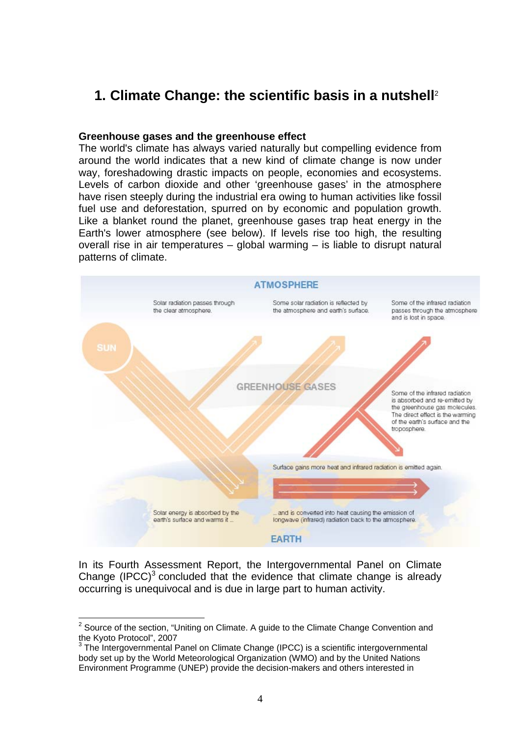# 1. Climate Change: the scientific basis in a nutshell[2]

**Greenhouse gases and the greenhouse effect**

The world's climate has always varied naturally but compelling evidence from around the world indicates that a new kind of climate change is now under way, foreshadowing drastic impacts on people, economies and ecosystems. Levels of carbon dioxide and other 'greenhouse gases' in the atmosphere have risen steeply during the industrial era owing to human activities like fossil fuel use and deforestation, spurred on by economic and population growth. Like a blanket round the planet, greenhouse gases trap heat energy in the Earth's lower atmosphere (see below). If levels rise too high, the resulting overall rise in air temperatures – global warming – is liable to disrupt natural patterns of climate.

ATMOSPHERE

Solar radiation passes through the clear atmosphere.

Some solar radiation is reflected by the atmosphere and earth's surface.

Some of the infrared radiation passes through the atmosphere and is lost in space.

SUN

GREENHOUSE GASES

Some of the infrared radiation is absorbed and re-emitted by the greenhouse gas molecules. The direct effect is the warming of the earth's surface and the troposphere.

Surface gains more heat and infrared radiation is emitted again.

Solar energy is absorbed by the earth's surface and warms it ...

... and is converted into heat causing the emission of longwave (infrared) radiation back to the atmosphere.

EARTH

In its Fourth Assessment Report, the Intergovernmental Panel on Climate Change (IPCC)[3] concluded that the evidence that climate change is already occurring is unequivocal and is due in large part to human activity.

---

[2] Source of the section, "Uniting on Climate. A guide to the Climate Change Convention and the Kyoto Protocol", 2007

[3] The Intergovernmental Panel on Climate Change (IPCC) is a scientific intergovernmental body set up by the World Meteorological Organization (WMO) and by the United Nations Environment Programme (UNEP) provide the decision-makers and others interested in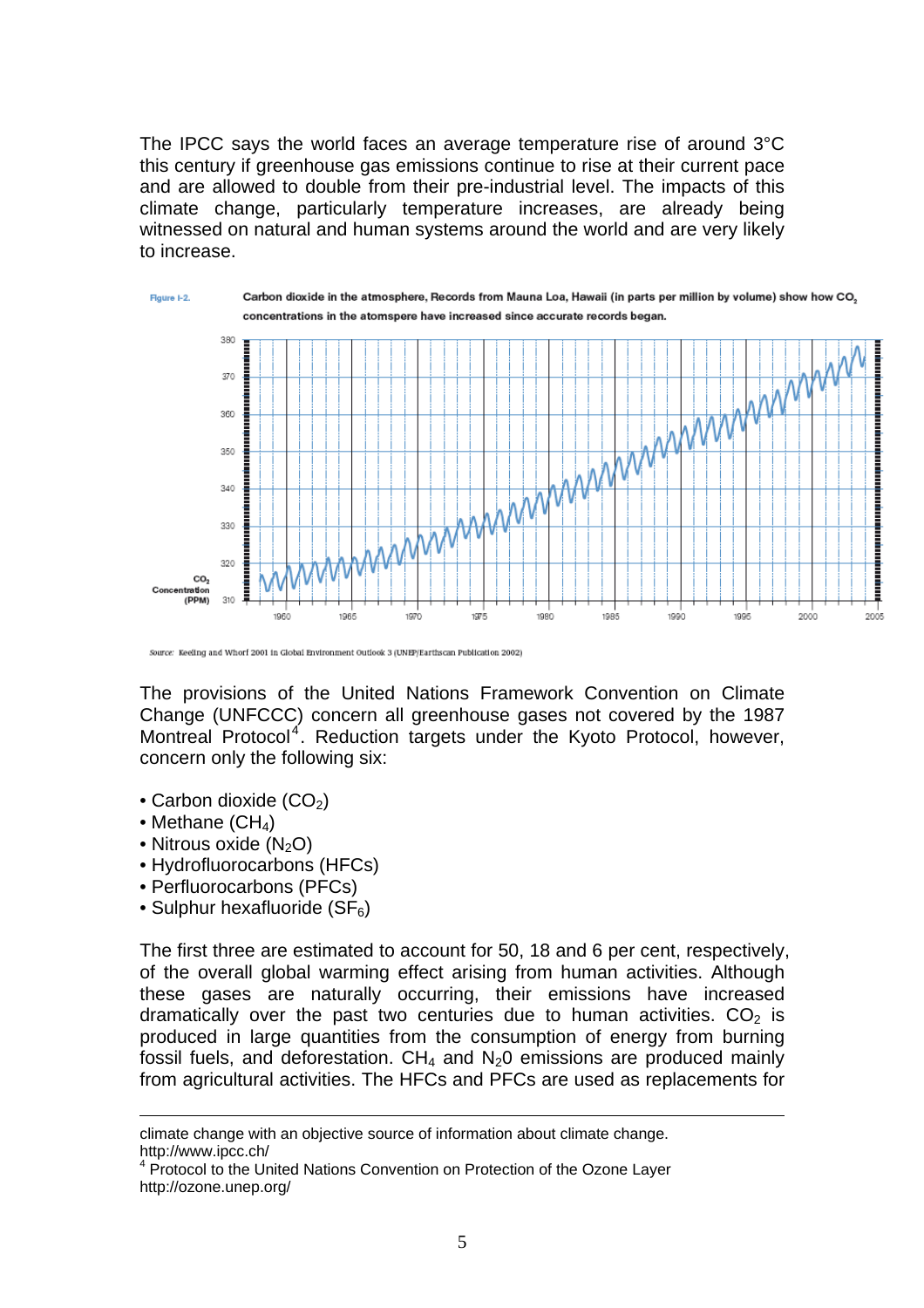The IPCC says the world faces an average temperature rise of around 3°C this century if greenhouse gas emissions continue to rise at their current pace and are allowed to double from their pre-industrial level. The impacts of this climate change, particularly temperature increases, are already being witnessed on natural and human systems around the world and are very likely to increase.

Figure I-2. Carbon dioxide in the atmosphere, Records from Mauna Loa, Hawaii (in parts per million by volume) show how $CO_2$ concentrations in the atomspere have increased since accurate records began.

Source: Keeling and Whorf 2001 in Global Environment Outlook 3 (UNEP/Earthscan Publication 2002)

The provisions of the United Nations Framework Convention on Climate Change (UNFCCC) concern all greenhouse gases not covered by the 1987 Montreal Protocol[4]. Reduction targets under the Kyoto Protocol, however, concern only the following six:

- Carbon dioxide ($CO_2$)
- Methane ($CH_4$)
- Nitrous oxide ($N_2O$)
- Hydrofluorocarbons (HFCs)
- Perfluorocarbons (PFCs)
- Sulphur hexafluoride ($SF_6$)

The first three are estimated to account for 50, 18 and 6 per cent, respectively, of the overall global warming effect arising from human activities. Although these gases are naturally occurring, their emissions have increased dramatically over the past two centuries due to human activities. $CO_2$ is produced in large quantities from the consumption of energy from burning fossil fuels, and deforestation. $CH_4$ and $N_20$ emissions are produced mainly from agricultural activities. The HFCs and PFCs are used as replacements for

---

climate change with an objective source of information about climate change.
http://www.ipcc.ch/

[4] Protocol to the United Nations Convention on Protection of the Ozone Layer
http://ozone.unep.org/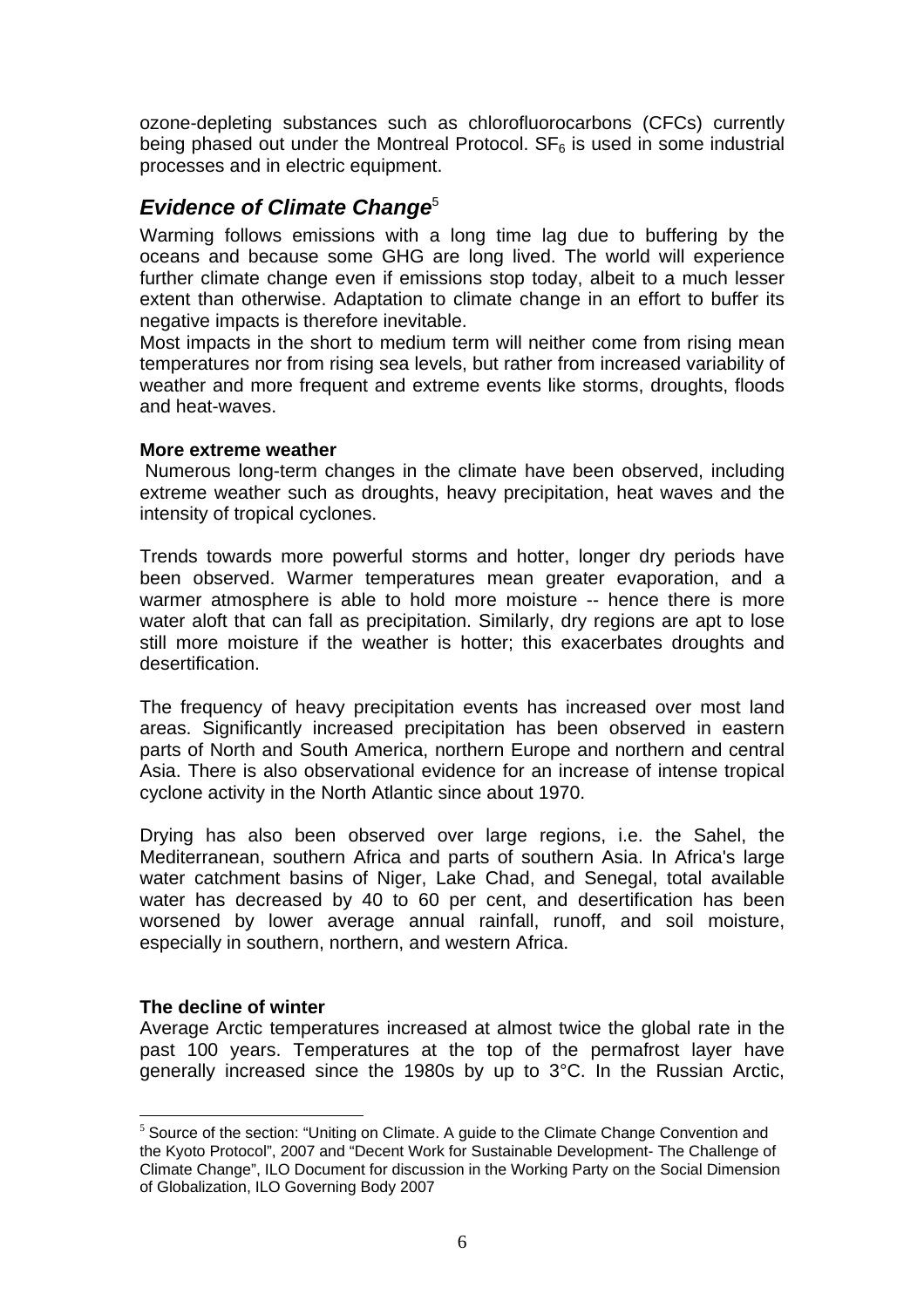ozone-depleting substances such as chlorofluorocarbons (CFCs) currently being phased out under the Montreal Protocol. $SF_6$ is used in some industrial processes and in electric equipment.

## *Evidence of Climate Change*[5]

Warming follows emissions with a long time lag due to buffering by the oceans and because some GHG are long lived. The world will experience further climate change even if emissions stop today, albeit to a much lesser extent than otherwise. Adaptation to climate change in an effort to buffer its negative impacts is therefore inevitable.

Most impacts in the short to medium term will neither come from rising mean temperatures nor from rising sea levels, but rather from increased variability of weather and more frequent and extreme events like storms, droughts, floods and heat-waves.

**More extreme weather**

Numerous long-term changes in the climate have been observed, including extreme weather such as droughts, heavy precipitation, heat waves and the intensity of tropical cyclones.

Trends towards more powerful storms and hotter, longer dry periods have been observed. Warmer temperatures mean greater evaporation, and a warmer atmosphere is able to hold more moisture -- hence there is more water aloft that can fall as precipitation. Similarly, dry regions are apt to lose still more moisture if the weather is hotter; this exacerbates droughts and desertification.

The frequency of heavy precipitation events has increased over most land areas. Significantly increased precipitation has been observed in eastern parts of North and South America, northern Europe and northern and central Asia. There is also observational evidence for an increase of intense tropical cyclone activity in the North Atlantic since about 1970.

Drying has also been observed over large regions, i.e. the Sahel, the Mediterranean, southern Africa and parts of southern Asia. In Africa's large water catchment basins of Niger, Lake Chad, and Senegal, total available water has decreased by 40 to 60 per cent, and desertification has been worsened by lower average annual rainfall, runoff, and soil moisture, especially in southern, northern, and western Africa.

**The decline of winter**

Average Arctic temperatures increased at almost twice the global rate in the past 100 years. Temperatures at the top of the permafrost layer have generally increased since the 1980s by up to 3°C. In the Russian Arctic,

---

[5] Source of the section: "Uniting on Climate. A guide to the Climate Change Convention and the Kyoto Protocol", 2007 and "Decent Work for Sustainable Development- The Challenge of Climate Change", ILO Document for discussion in the Working Party on the Social Dimension of Globalization, ILO Governing Body 2007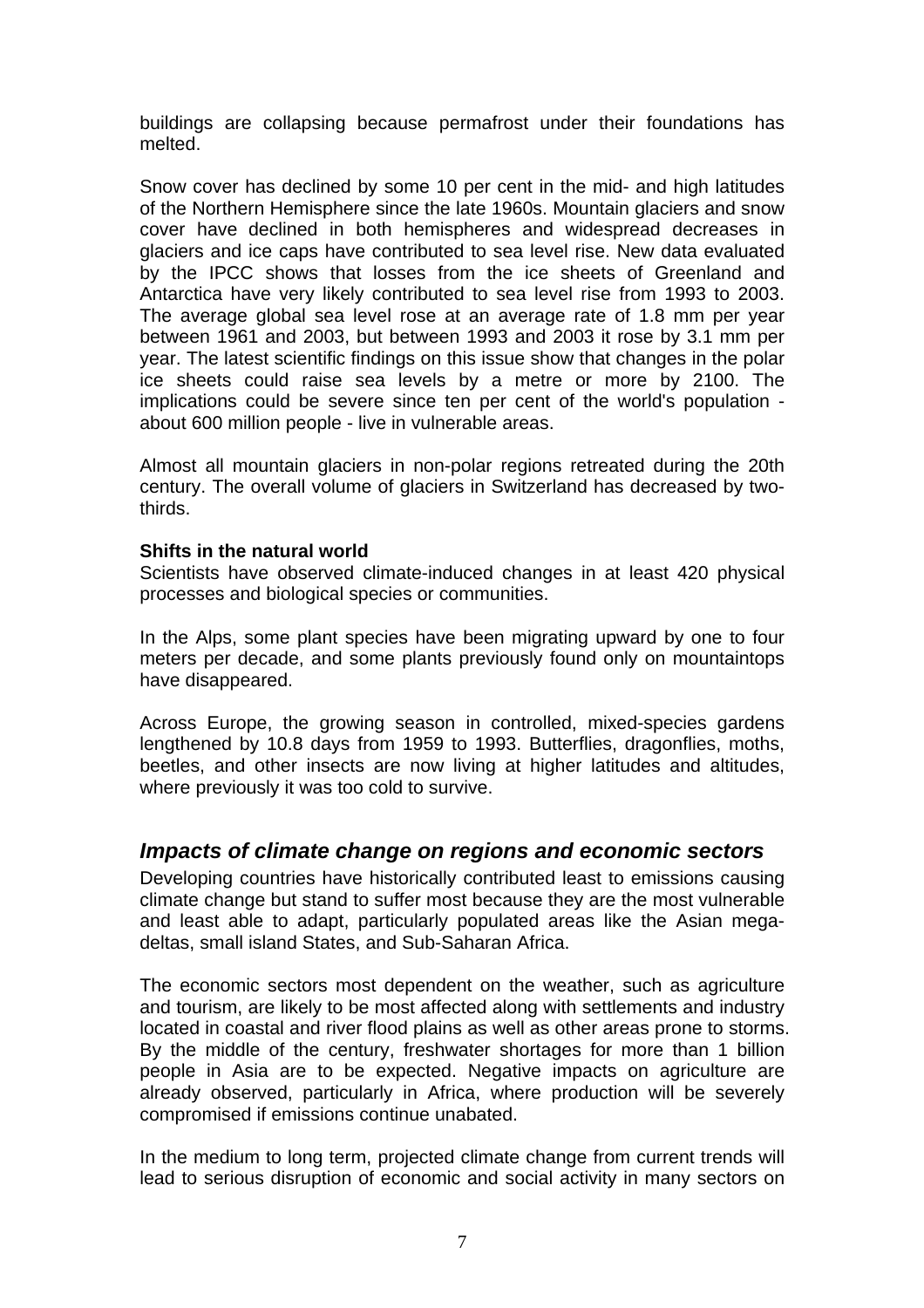buildings are collapsing because permafrost under their foundations has melted.

Snow cover has declined by some 10 per cent in the mid- and high latitudes of the Northern Hemisphere since the late 1960s. Mountain glaciers and snow cover have declined in both hemispheres and widespread decreases in glaciers and ice caps have contributed to sea level rise. New data evaluated by the IPCC shows that losses from the ice sheets of Greenland and Antarctica have very likely contributed to sea level rise from 1993 to 2003. The average global sea level rose at an average rate of 1.8 mm per year between 1961 and 2003, but between 1993 and 2003 it rose by 3.1 mm per year. The latest scientific findings on this issue show that changes in the polar ice sheets could raise sea levels by a metre or more by 2100. The implications could be severe since ten per cent of the world's population - about 600 million people - live in vulnerable areas.

Almost all mountain glaciers in non-polar regions retreated during the 20th century. The overall volume of glaciers in Switzerland has decreased by two-thirds.

**Shifts in the natural world**

Scientists have observed climate-induced changes in at least 420 physical processes and biological species or communities.

In the Alps, some plant species have been migrating upward by one to four meters per decade, and some plants previously found only on mountaintops have disappeared.

Across Europe, the growing season in controlled, mixed-species gardens lengthened by 10.8 days from 1959 to 1993. Butterflies, dragonflies, moths, beetles, and other insects are now living at higher latitudes and altitudes, where previously it was too cold to survive.

## *Impacts of climate change on regions and economic sectors*

Developing countries have historically contributed least to emissions causing climate change but stand to suffer most because they are the most vulnerable and least able to adapt, particularly populated areas like the Asian mega-deltas, small island States, and Sub-Saharan Africa.

The economic sectors most dependent on the weather, such as agriculture and tourism, are likely to be most affected along with settlements and industry located in coastal and river flood plains as well as other areas prone to storms. By the middle of the century, freshwater shortages for more than 1 billion people in Asia are to be expected. Negative impacts on agriculture are already observed, particularly in Africa, where production will be severely compromised if emissions continue unabated.

In the medium to long term, projected climate change from current trends will lead to serious disruption of economic and social activity in many sectors on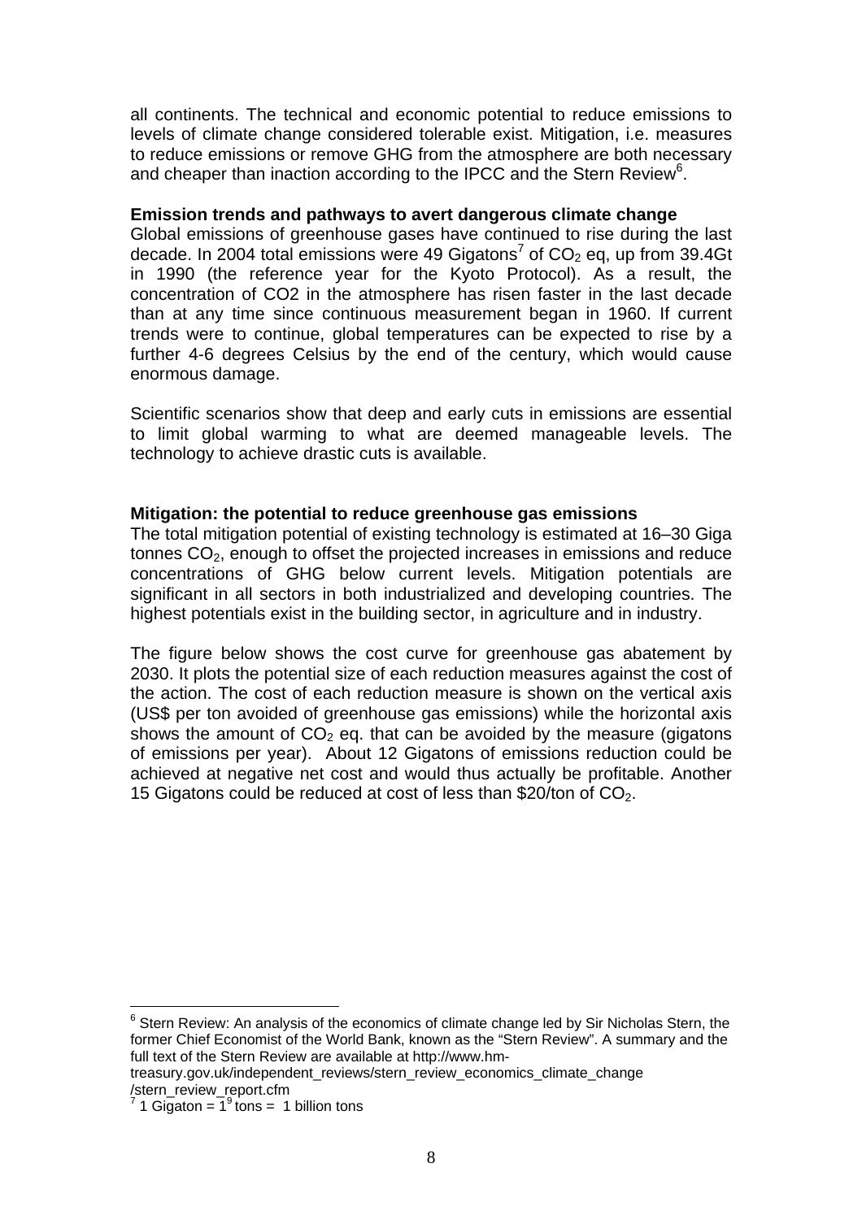all continents. The technical and economic potential to reduce emissions to levels of climate change considered tolerable exist. Mitigation, i.e. measures to reduce emissions or remove GHG from the atmosphere are both necessary and cheaper than inaction according to the IPCC and the Stern Review[6].

**Emission trends and pathways to avert dangerous climate change**

Global emissions of greenhouse gases have continued to rise during the last decade. In 2004 total emissions were 49 Gigatons[7] of $CO_2$ eq, up from 39.4Gt in 1990 (the reference year for the Kyoto Protocol). As a result, the concentration of CO2 in the atmosphere has risen faster in the last decade than at any time since continuous measurement began in 1960. If current trends were to continue, global temperatures can be expected to rise by a further 4-6 degrees Celsius by the end of the century, which would cause enormous damage.

Scientific scenarios show that deep and early cuts in emissions are essential to limit global warming to what are deemed manageable levels. The technology to achieve drastic cuts is available.

**Mitigation: the potential to reduce greenhouse gas emissions**

The total mitigation potential of existing technology is estimated at 16–30 Giga tonnes $CO_2$, enough to offset the projected increases in emissions and reduce concentrations of GHG below current levels. Mitigation potentials are significant in all sectors in both industrialized and developing countries. The highest potentials exist in the building sector, in agriculture and in industry.

The figure below shows the cost curve for greenhouse gas abatement by 2030. It plots the potential size of each reduction measures against the cost of the action. The cost of each reduction measure is shown on the vertical axis (US$ per ton avoided of greenhouse gas emissions) while the horizontal axis shows the amount of $CO_2$ eq. that can be avoided by the measure (gigatons of emissions per year). About 12 Gigatons of emissions reduction could be achieved at negative net cost and would thus actually be profitable. Another 15 Gigatons could be reduced at cost of less than \$20/ton of $CO_2$.

---

[6] Stern Review: An analysis of the economics of climate change led by Sir Nicholas Stern, the former Chief Economist of the World Bank, known as the "Stern Review". A summary and the full text of the Stern Review are available at http://www.hm-treasury.gov.uk/independent_reviews/stern_review_economics_climate_change/stern_review_report.cfm

[7] 1 Gigaton = $1^9$ tons = 1 billion tons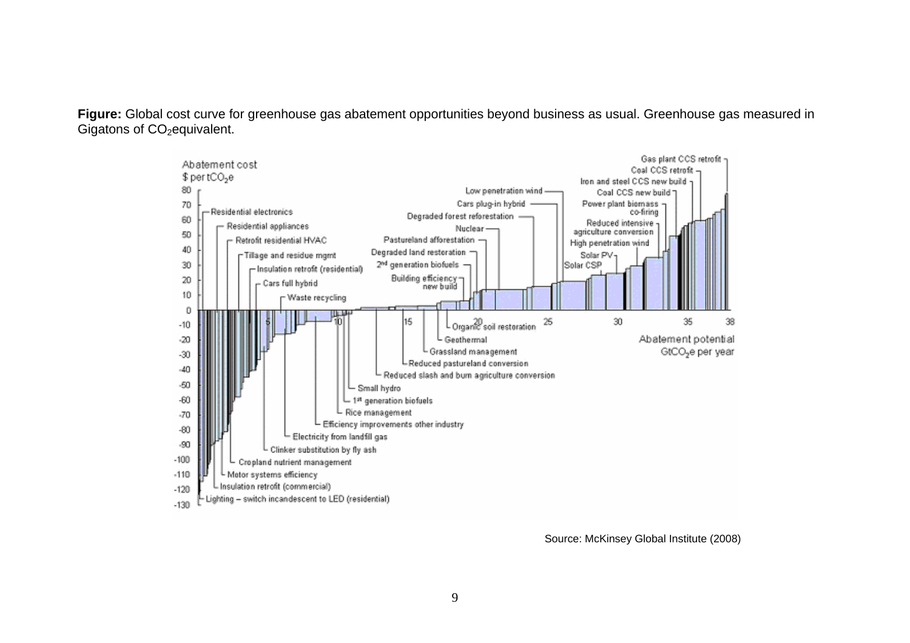**Figure:** Global cost curve for greenhouse gas abatement opportunities beyond business as usual. Greenhouse gas measured in Gigatons of $CO_2$equivalent.

Source: McKinsey Global Institute (2008)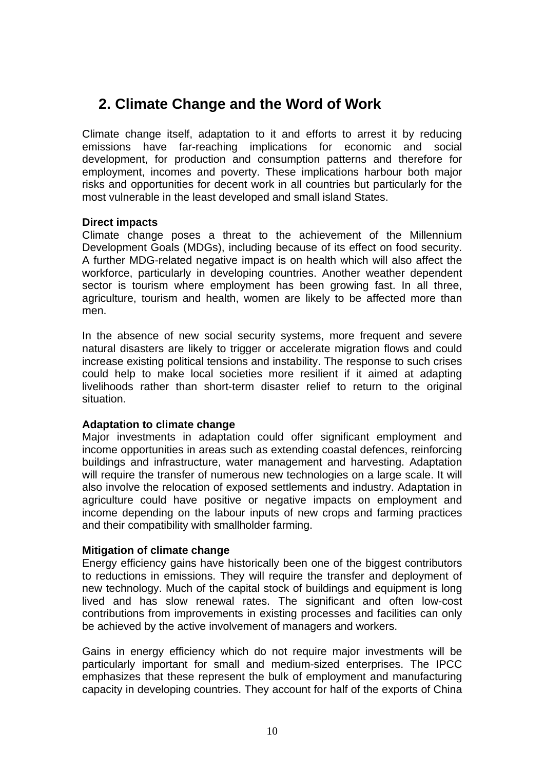## 2. Climate Change and the Word of Work

Climate change itself, adaptation to it and efforts to arrest it by reducing emissions have far-reaching implications for economic and social development, for production and consumption patterns and therefore for employment, incomes and poverty. These implications harbour both major risks and opportunities for decent work in all countries but particularly for the most vulnerable in the least developed and small island States.

**Direct impacts**

Climate change poses a threat to the achievement of the Millennium Development Goals (MDGs), including because of its effect on food security. A further MDG-related negative impact is on health which will also affect the workforce, particularly in developing countries. Another weather dependent sector is tourism where employment has been growing fast. In all three, agriculture, tourism and health, women are likely to be affected more than men.

In the absence of new social security systems, more frequent and severe natural disasters are likely to trigger or accelerate migration flows and could increase existing political tensions and instability. The response to such crises could help to make local societies more resilient if it aimed at adapting livelihoods rather than short-term disaster relief to return to the original situation.

**Adaptation to climate change**

Major investments in adaptation could offer significant employment and income opportunities in areas such as extending coastal defences, reinforcing buildings and infrastructure, water management and harvesting. Adaptation will require the transfer of numerous new technologies on a large scale. It will also involve the relocation of exposed settlements and industry. Adaptation in agriculture could have positive or negative impacts on employment and income depending on the labour inputs of new crops and farming practices and their compatibility with smallholder farming.

**Mitigation of climate change**

Energy efficiency gains have historically been one of the biggest contributors to reductions in emissions. They will require the transfer and deployment of new technology. Much of the capital stock of buildings and equipment is long lived and has slow renewal rates. The significant and often low-cost contributions from improvements in existing processes and facilities can only be achieved by the active involvement of managers and workers.

Gains in energy efficiency which do not require major investments will be particularly important for small and medium-sized enterprises. The IPCC emphasizes that these represent the bulk of employment and manufacturing capacity in developing countries. They account for half of the exports of China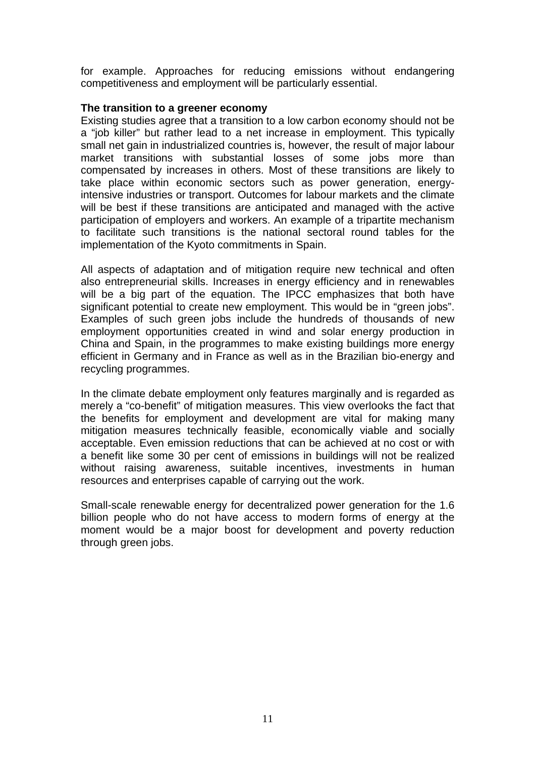for example. Approaches for reducing emissions without endangering competitiveness and employment will be particularly essential.

**The transition to a greener economy**

Existing studies agree that a transition to a low carbon economy should not be a "job killer" but rather lead to a net increase in employment. This typically small net gain in industrialized countries is, however, the result of major labour market transitions with substantial losses of some jobs more than compensated by increases in others. Most of these transitions are likely to take place within economic sectors such as power generation, energy-intensive industries or transport. Outcomes for labour markets and the climate will be best if these transitions are anticipated and managed with the active participation of employers and workers. An example of a tripartite mechanism to facilitate such transitions is the national sectoral round tables for the implementation of the Kyoto commitments in Spain.

All aspects of adaptation and of mitigation require new technical and often also entrepreneurial skills. Increases in energy efficiency and in renewables will be a big part of the equation. The IPCC emphasizes that both have significant potential to create new employment. This would be in "green jobs". Examples of such green jobs include the hundreds of thousands of new employment opportunities created in wind and solar energy production in China and Spain, in the programmes to make existing buildings more energy efficient in Germany and in France as well as in the Brazilian bio-energy and recycling programmes.

In the climate debate employment only features marginally and is regarded as merely a "co-benefit" of mitigation measures. This view overlooks the fact that the benefits for employment and development are vital for making many mitigation measures technically feasible, economically viable and socially acceptable. Even emission reductions that can be achieved at no cost or with a benefit like some 30 per cent of emissions in buildings will not be realized without raising awareness, suitable incentives, investments in human resources and enterprises capable of carrying out the work.

Small-scale renewable energy for decentralized power generation for the 1.6 billion people who do not have access to modern forms of energy at the moment would be a major boost for development and poverty reduction through green jobs.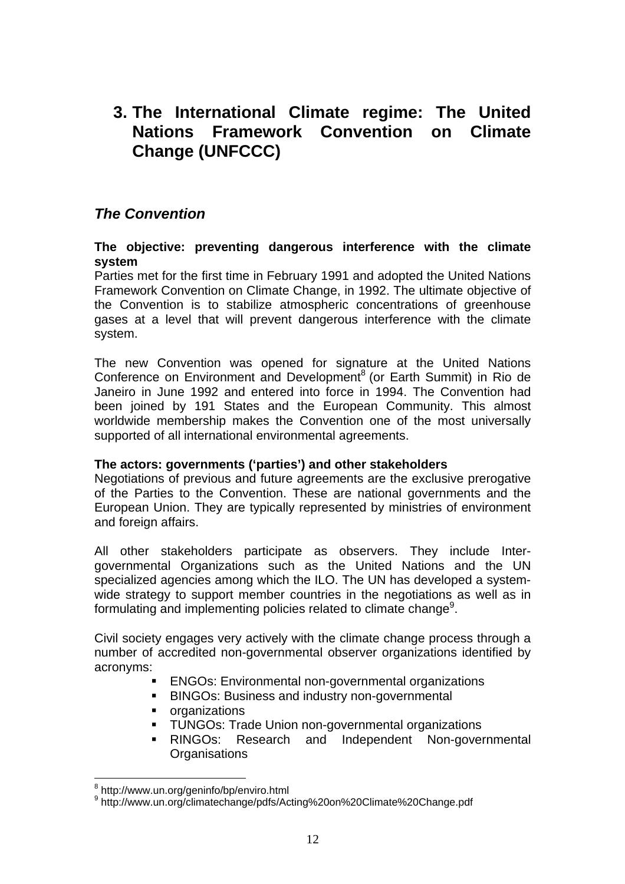# 3. The International Climate regime: The United Nations Framework Convention on Climate Change (UNFCCC)

## *The Convention*

**The objective: preventing dangerous interference with the climate system**

Parties met for the first time in February 1991 and adopted the United Nations Framework Convention on Climate Change, in 1992. The ultimate objective of the Convention is to stabilize atmospheric concentrations of greenhouse gases at a level that will prevent dangerous interference with the climate system.

The new Convention was opened for signature at the United Nations Conference on Environment and Development[8] (or Earth Summit) in Rio de Janeiro in June 1992 and entered into force in 1994. The Convention had been joined by 191 States and the European Community. This almost worldwide membership makes the Convention one of the most universally supported of all international environmental agreements.

**The actors: governments ('parties') and other stakeholders**

Negotiations of previous and future agreements are the exclusive prerogative of the Parties to the Convention. These are national governments and the European Union. They are typically represented by ministries of environment and foreign affairs.

All other stakeholders participate as observers. They include Inter-governmental Organizations such as the United Nations and the UN specialized agencies among which the ILO. The UN has developed a system-wide strategy to support member countries in the negotiations as well as in formulating and implementing policies related to climate change[9].

Civil society engages very actively with the climate change process through a number of accredited non-governmental observer organizations identified by acronyms:

- ENGOs: Environmental non-governmental organizations
- BINGOs: Business and industry non-governmental
- organizations
- TUNGOs: Trade Union non-governmental organizations
- RINGOs: Research and Independent Non-governmental Organisations

---

[8] http://www.un.org/geninfo/bp/enviro.html

[9] http://www.un.org/climatechange/pdfs/Acting%20on%20Climate%20Change.pdf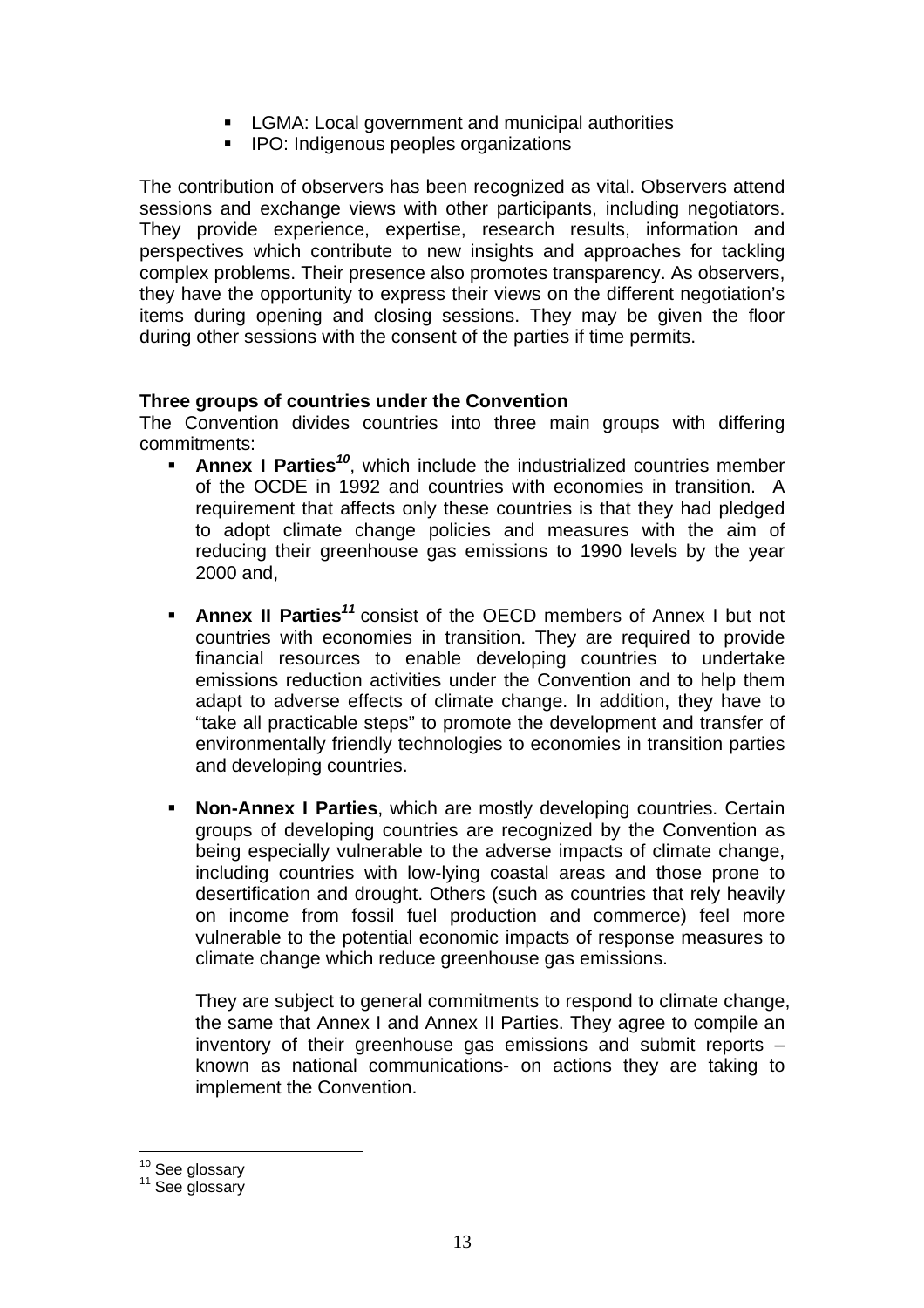- LGMA: Local government and municipal authorities
- IPO: Indigenous peoples organizations

The contribution of observers has been recognized as vital. Observers attend sessions and exchange views with other participants, including negotiators. They provide experience, expertise, research results, information and perspectives which contribute to new insights and approaches for tackling complex problems. Their presence also promotes transparency. As observers, they have the opportunity to express their views on the different negotiation's items during opening and closing sessions. They may be given the floor during other sessions with the consent of the parties if time permits.

**Three groups of countries under the Convention**

The Convention divides countries into three main groups with differing commitments:

- **Annex I Parties**[10], which include the industrialized countries member of the OCDE in 1992 and countries with economies in transition. A requirement that affects only these countries is that they had pledged to adopt climate change policies and measures with the aim of reducing their greenhouse gas emissions to 1990 levels by the year 2000 and,

- **Annex II Parties**[11] consist of the OECD members of Annex I but not countries with economies in transition. They are required to provide financial resources to enable developing countries to undertake emissions reduction activities under the Convention and to help them adapt to adverse effects of climate change. In addition, they have to "take all practicable steps" to promote the development and transfer of environmentally friendly technologies to economies in transition parties and developing countries.

- **Non-Annex I Parties**, which are mostly developing countries. Certain groups of developing countries are recognized by the Convention as being especially vulnerable to the adverse impacts of climate change, including countries with low-lying coastal areas and those prone to desertification and drought. Others (such as countries that rely heavily on income from fossil fuel production and commerce) feel more vulnerable to the potential economic impacts of response measures to climate change which reduce greenhouse gas emissions.

  They are subject to general commitments to respond to climate change, the same that Annex I and Annex II Parties. They agree to compile an inventory of their greenhouse gas emissions and submit reports – known as national communications- on actions they are taking to implement the Convention.

[10] See glossary

[11] See glossary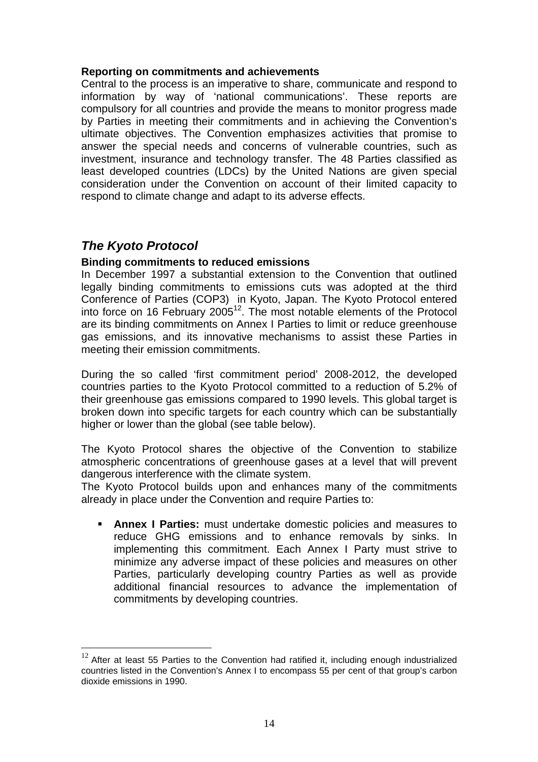**Reporting on commitments and achievements**

Central to the process is an imperative to share, communicate and respond to information by way of 'national communications'. These reports are compulsory for all countries and provide the means to monitor progress made by Parties in meeting their commitments and in achieving the Convention's ultimate objectives. The Convention emphasizes activities that promise to answer the special needs and concerns of vulnerable countries, such as investment, insurance and technology transfer. The 48 Parties classified as least developed countries (LDCs) by the United Nations are given special consideration under the Convention on account of their limited capacity to respond to climate change and adapt to its adverse effects.

## *The Kyoto Protocol*

**Binding commitments to reduced emissions**

In December 1997 a substantial extension to the Convention that outlined legally binding commitments to emissions cuts was adopted at the third Conference of Parties (COP3) in Kyoto, Japan. The Kyoto Protocol entered into force on 16 February 2005[12]. The most notable elements of the Protocol are its binding commitments on Annex I Parties to limit or reduce greenhouse gas emissions, and its innovative mechanisms to assist these Parties in meeting their emission commitments.

During the so called 'first commitment period' 2008-2012, the developed countries parties to the Kyoto Protocol committed to a reduction of 5.2% of their greenhouse gas emissions compared to 1990 levels. This global target is broken down into specific targets for each country which can be substantially higher or lower than the global (see table below).

The Kyoto Protocol shares the objective of the Convention to stabilize atmospheric concentrations of greenhouse gases at a level that will prevent dangerous interference with the climate system.

The Kyoto Protocol builds upon and enhances many of the commitments already in place under the Convention and require Parties to:

- **Annex I Parties:** must undertake domestic policies and measures to reduce GHG emissions and to enhance removals by sinks. In implementing this commitment. Each Annex I Party must strive to minimize any adverse impact of these policies and measures on other Parties, particularly developing country Parties as well as provide additional financial resources to advance the implementation of commitments by developing countries.

---

[12] After at least 55 Parties to the Convention had ratified it, including enough industrialized countries listed in the Convention's Annex I to encompass 55 per cent of that group's carbon dioxide emissions in 1990.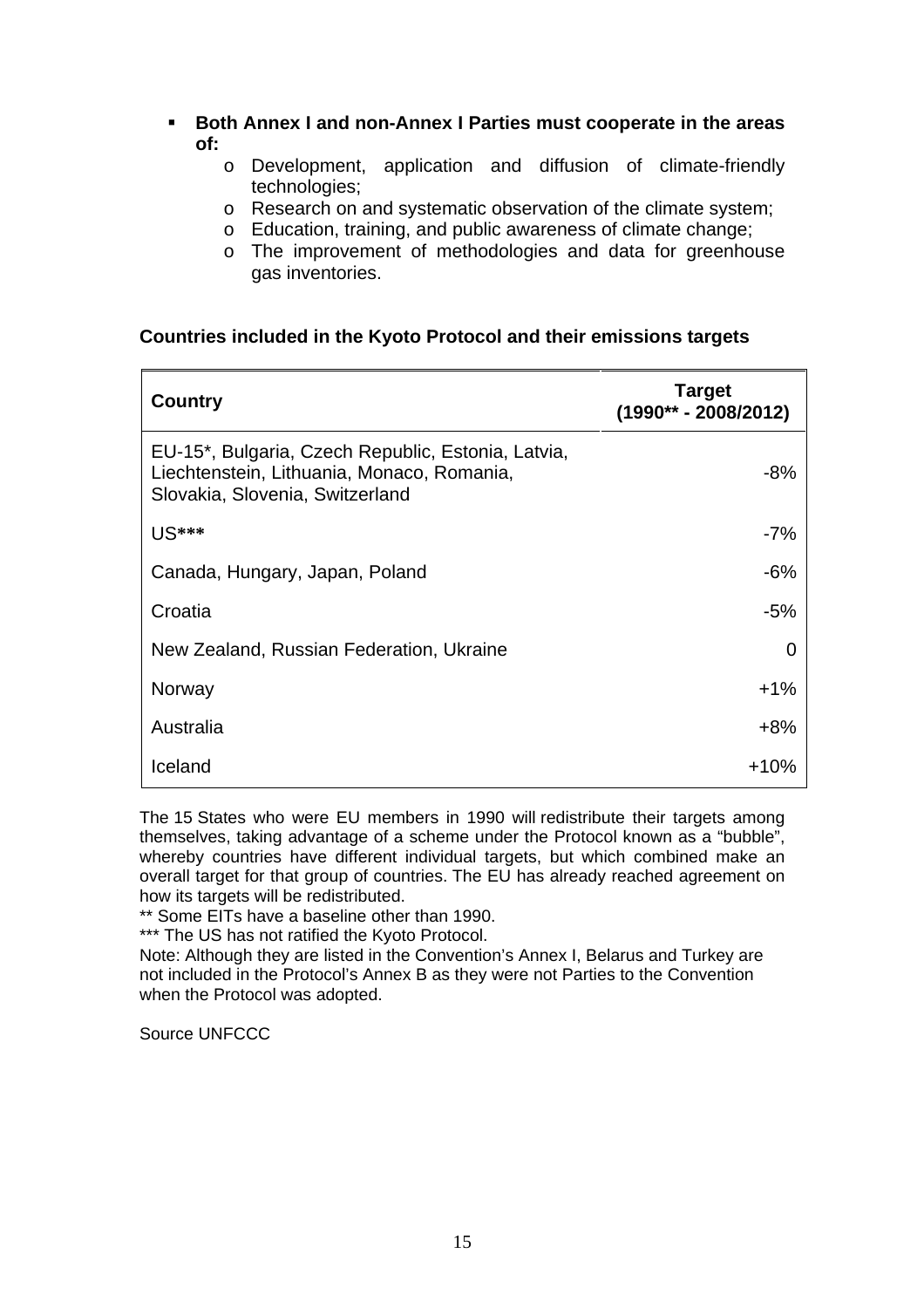- **Both Annex I and non-Annex I Parties must cooperate in the areas of:**
    - Development, application and diffusion of climate-friendly technologies;
    - Research on and systematic observation of the climate system;
    - Education, training, and public awareness of climate change;
    - The improvement of methodologies and data for greenhouse gas inventories.

**Countries included in the Kyoto Protocol and their emissions targets**

| **Country** | **Target (1990** - 2008/2012)** |
|---|---|
| EU-15*, Bulgaria, Czech Republic, Estonia, Latvia, Liechtenstein, Lithuania, Monaco, Romania, Slovakia, Slovenia, Switzerland | -8% |
| US*** | -7% |
| Canada, Hungary, Japan, Poland | -6% |
| Croatia | -5% |
| New Zealand, Russian Federation, Ukraine | 0 |
| Norway | +1% |
| Australia | +8% |
| Iceland | +10% |

The 15 States who were EU members in 1990 will redistribute their targets among themselves, taking advantage of a scheme under the Protocol known as a "bubble", whereby countries have different individual targets, but which combined make an overall target for that group of countries. The EU has already reached agreement on how its targets will be redistributed.

** Some EITs have a baseline other than 1990.

*** The US has not ratified the Kyoto Protocol.

Note: Although they are listed in the Convention's Annex I, Belarus and Turkey are not included in the Protocol's Annex B as they were not Parties to the Convention when the Protocol was adopted.

Source UNFCCC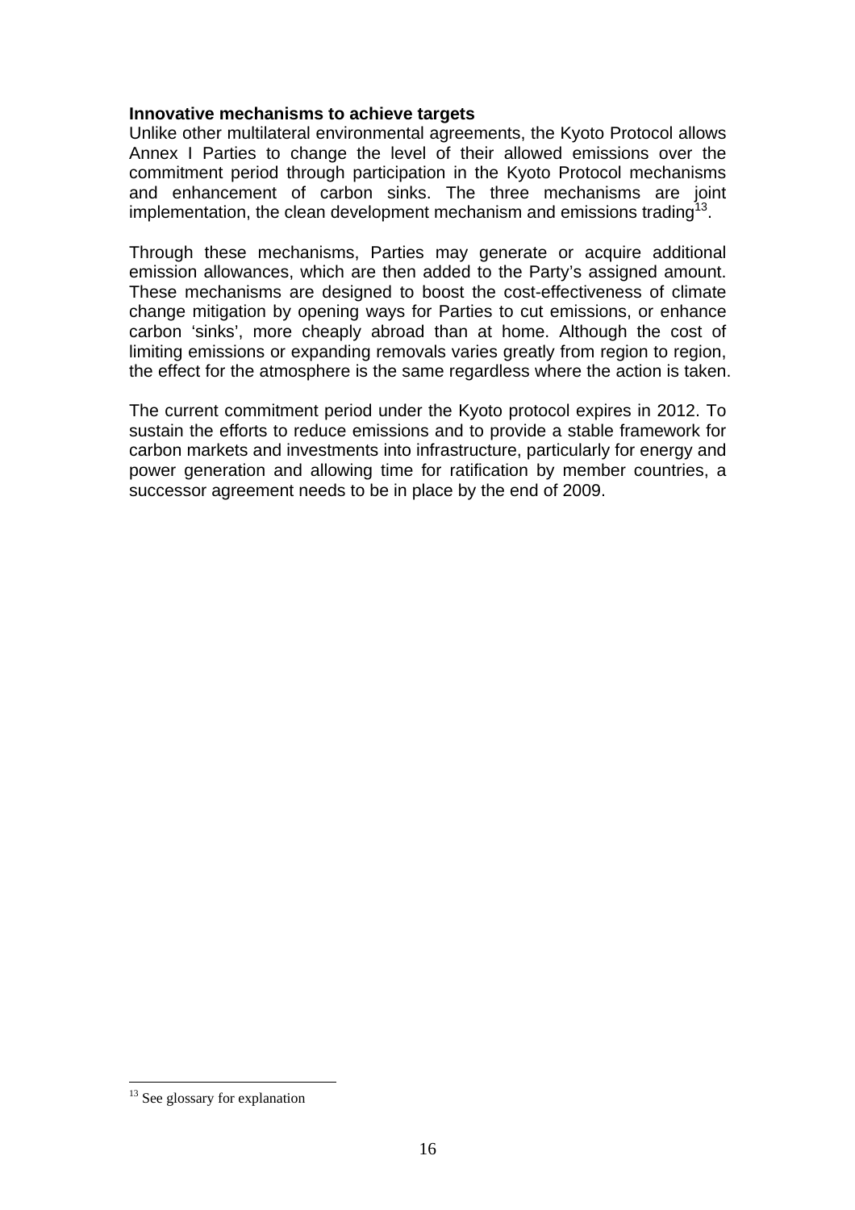**Innovative mechanisms to achieve targets**

Unlike other multilateral environmental agreements, the Kyoto Protocol allows Annex I Parties to change the level of their allowed emissions over the commitment period through participation in the Kyoto Protocol mechanisms and enhancement of carbon sinks. The three mechanisms are joint implementation, the clean development mechanism and emissions trading[13].

Through these mechanisms, Parties may generate or acquire additional emission allowances, which are then added to the Party's assigned amount. These mechanisms are designed to boost the cost-effectiveness of climate change mitigation by opening ways for Parties to cut emissions, or enhance carbon 'sinks', more cheaply abroad than at home. Although the cost of limiting emissions or expanding removals varies greatly from region to region, the effect for the atmosphere is the same regardless where the action is taken.

The current commitment period under the Kyoto protocol expires in 2012. To sustain the efforts to reduce emissions and to provide a stable framework for carbon markets and investments into infrastructure, particularly for energy and power generation and allowing time for ratification by member countries, a successor agreement needs to be in place by the end of 2009.

[13] See glossary for explanation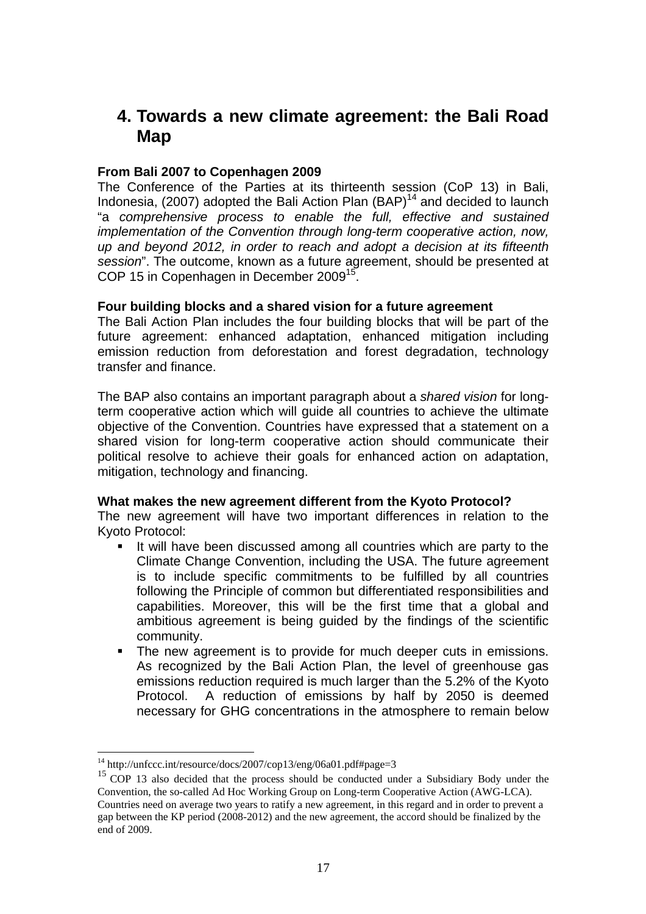# 4. Towards a new climate agreement: the Bali Road Map

**From Bali 2007 to Copenhagen 2009**

The Conference of the Parties at its thirteenth session (CoP 13) in Bali, Indonesia, (2007) adopted the Bali Action Plan (BAP)[14] and decided to launch "a *comprehensive process to enable the full, effective and sustained implementation of the Convention through long-term cooperative action, now, up and beyond 2012, in order to reach and adopt a decision at its fifteenth session*". The outcome, known as a future agreement, should be presented at COP 15 in Copenhagen in December 2009[15].

**Four building blocks and a shared vision for a future agreement**

The Bali Action Plan includes the four building blocks that will be part of the future agreement: enhanced adaptation, enhanced mitigation including emission reduction from deforestation and forest degradation, technology transfer and finance.

The BAP also contains an important paragraph about a *shared vision* for long-term cooperative action which will guide all countries to achieve the ultimate objective of the Convention. Countries have expressed that a statement on a shared vision for long-term cooperative action should communicate their political resolve to achieve their goals for enhanced action on adaptation, mitigation, technology and financing.

**What makes the new agreement different from the Kyoto Protocol?**

The new agreement will have two important differences in relation to the Kyoto Protocol:

- It will have been discussed among all countries which are party to the Climate Change Convention, including the USA. The future agreement is to include specific commitments to be fulfilled by all countries following the Principle of common but differentiated responsibilities and capabilities. Moreover, this will be the first time that a global and ambitious agreement is being guided by the findings of the scientific community.
- The new agreement is to provide for much deeper cuts in emissions. As recognized by the Bali Action Plan, the level of greenhouse gas emissions reduction required is much larger than the 5.2% of the Kyoto Protocol. A reduction of emissions by half by 2050 is deemed necessary for GHG concentrations in the atmosphere to remain below

---

[14] http://unfccc.int/resource/docs/2007/cop13/eng/06a01.pdf#page=3

[15] COP 13 also decided that the process should be conducted under a Subsidiary Body under the Convention, the so-called Ad Hoc Working Group on Long-term Cooperative Action (AWG-LCA). Countries need on average two years to ratify a new agreement, in this regard and in order to prevent a gap between the KP period (2008-2012) and the new agreement, the accord should be finalized by the end of 2009.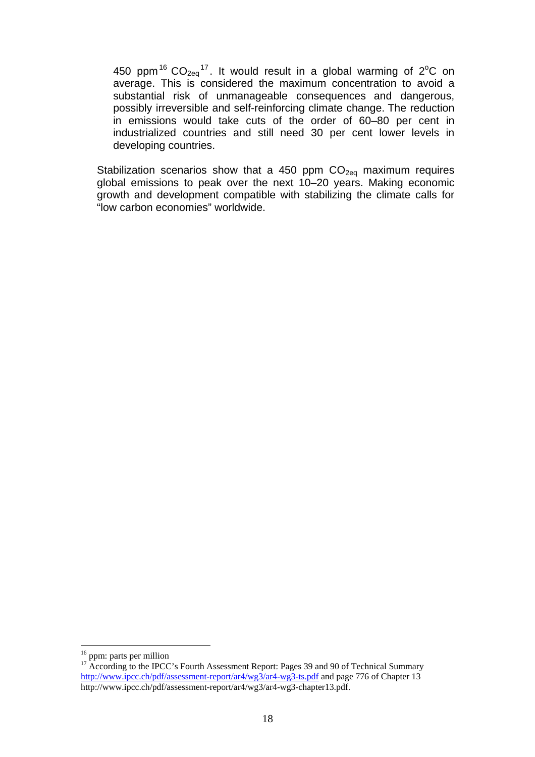450 ppm[16] $CO_{2eq}$[17]. It would result in a global warming of $2^oC$ on average. This is considered the maximum concentration to avoid a substantial risk of unmanageable consequences and dangerous, possibly irreversible and self-reinforcing climate change. The reduction in emissions would take cuts of the order of 60–80 per cent in industrialized countries and still need 30 per cent lower levels in developing countries.

Stabilization scenarios show that a 450 ppm $CO_{2eq}$ maximum requires global emissions to peak over the next 10–20 years. Making economic growth and development compatible with stabilizing the climate calls for "low carbon economies" worldwide.

---

[16] ppm: parts per million

[17] According to the IPCC's Fourth Assessment Report: Pages 39 and 90 of Technical Summary http://www.ipcc.ch/pdf/assessment-report/ar4/wg3/ar4-wg3-ts.pdf and page 776 of Chapter 13 http://www.ipcc.ch/pdf/assessment-report/ar4/wg3/ar4-wg3-chapter13.pdf.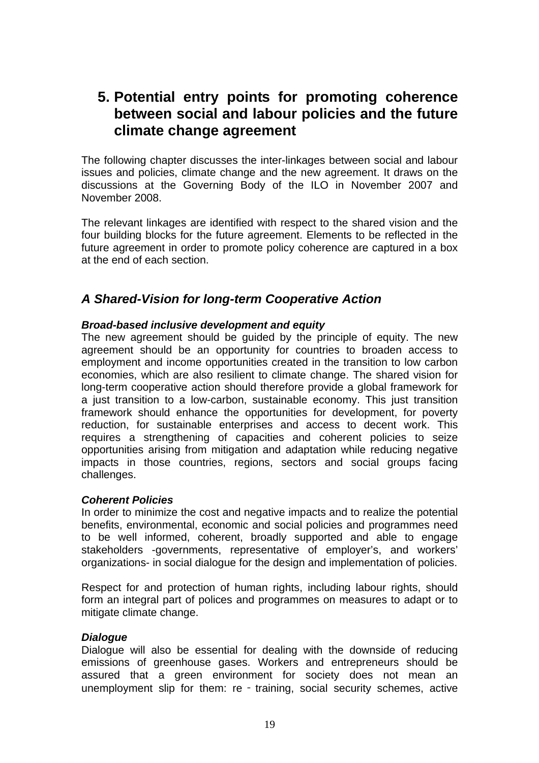## 5. Potential entry points for promoting coherence between social and labour policies and the future climate change agreement

The following chapter discusses the inter-linkages between social and labour issues and policies, climate change and the new agreement. It draws on the discussions at the Governing Body of the ILO in November 2007 and November 2008.

The relevant linkages are identified with respect to the shared vision and the four building blocks for the future agreement. Elements to be reflected in the future agreement in order to promote policy coherence are captured in a box at the end of each section.

### *A Shared-Vision for long-term Cooperative Action*

***Broad-based inclusive development and equity***

The new agreement should be guided by the principle of equity. The new agreement should be an opportunity for countries to broaden access to employment and income opportunities created in the transition to low carbon economies, which are also resilient to climate change. The shared vision for long-term cooperative action should therefore provide a global framework for a just transition to a low-carbon, sustainable economy. This just transition framework should enhance the opportunities for development, for poverty reduction, for sustainable enterprises and access to decent work. This requires a strengthening of capacities and coherent policies to seize opportunities arising from mitigation and adaptation while reducing negative impacts in those countries, regions, sectors and social groups facing challenges.

***Coherent Policies***

In order to minimize the cost and negative impacts and to realize the potential benefits, environmental, economic and social policies and programmes need to be well informed, coherent, broadly supported and able to engage stakeholders -governments, representative of employer's, and workers' organizations- in social dialogue for the design and implementation of policies.

Respect for and protection of human rights, including labour rights, should form an integral part of polices and programmes on measures to adapt or to mitigate climate change.

***Dialogue***

Dialogue will also be essential for dealing with the downside of reducing emissions of greenhouse gases. Workers and entrepreneurs should be assured that a green environment for society does not mean an unemployment slip for them: re - training, social security schemes, active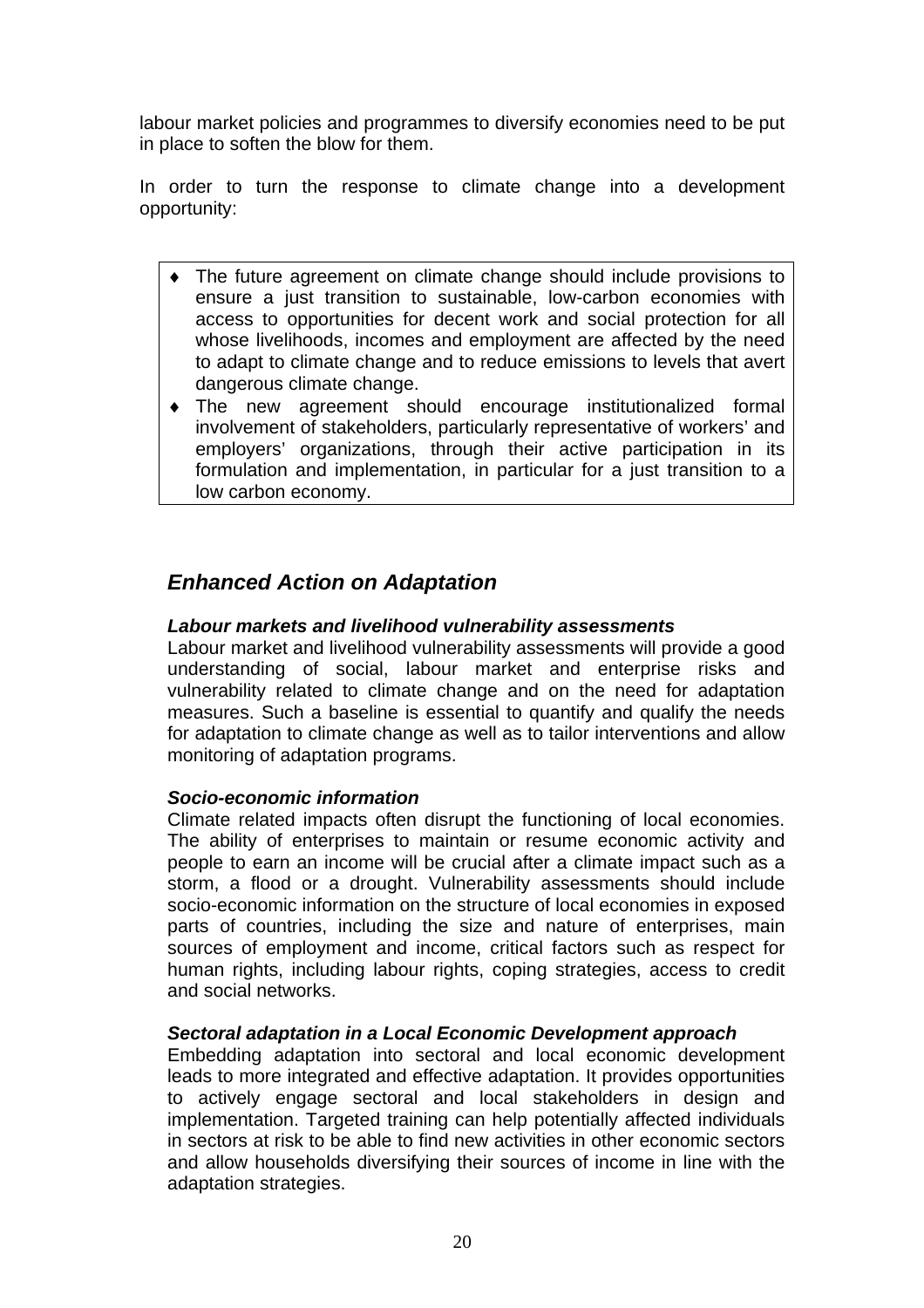labour market policies and programmes to diversify economies need to be put in place to soften the blow for them.

In order to turn the response to climate change into a development opportunity:

- The future agreement on climate change should include provisions to ensure a just transition to sustainable, low-carbon economies with access to opportunities for decent work and social protection for all whose livelihoods, incomes and employment are affected by the need to adapt to climate change and to reduce emissions to levels that avert dangerous climate change.
- The new agreement should encourage institutionalized formal involvement of stakeholders, particularly representative of workers' and employers' organizations, through their active participation in its formulation and implementation, in particular for a just transition to a low carbon economy.

## *Enhanced Action on Adaptation*

***Labour markets and livelihood vulnerability assessments***

Labour market and livelihood vulnerability assessments will provide a good understanding of social, labour market and enterprise risks and vulnerability related to climate change and on the need for adaptation measures. Such a baseline is essential to quantify and qualify the needs for adaptation to climate change as well as to tailor interventions and allow monitoring of adaptation programs.

***Socio-economic information***

Climate related impacts often disrupt the functioning of local economies. The ability of enterprises to maintain or resume economic activity and people to earn an income will be crucial after a climate impact such as a storm, a flood or a drought. Vulnerability assessments should include socio-economic information on the structure of local economies in exposed parts of countries, including the size and nature of enterprises, main sources of employment and income, critical factors such as respect for human rights, including labour rights, coping strategies, access to credit and social networks.

***Sectoral adaptation in a Local Economic Development approach***

Embedding adaptation into sectoral and local economic development leads to more integrated and effective adaptation. It provides opportunities to actively engage sectoral and local stakeholders in design and implementation. Targeted training can help potentially affected individuals in sectors at risk to be able to find new activities in other economic sectors and allow households diversifying their sources of income in line with the adaptation strategies.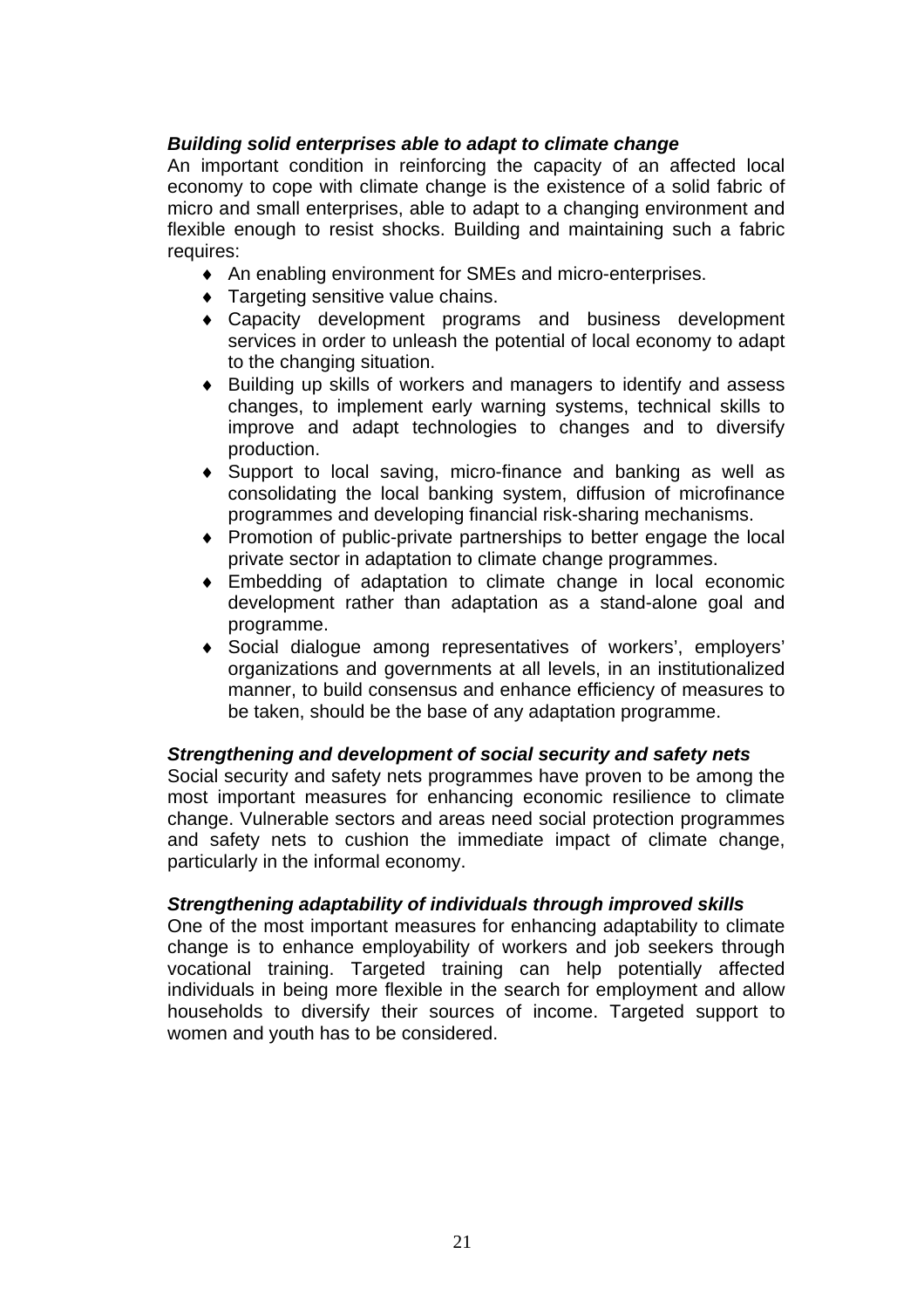***Building solid enterprises able to adapt to climate change***

An important condition in reinforcing the capacity of an affected local economy to cope with climate change is the existence of a solid fabric of micro and small enterprises, able to adapt to a changing environment and flexible enough to resist shocks. Building and maintaining such a fabric requires:

- An enabling environment for SMEs and micro-enterprises.
- Targeting sensitive value chains.
- Capacity development programs and business development services in order to unleash the potential of local economy to adapt to the changing situation.
- Building up skills of workers and managers to identify and assess changes, to implement early warning systems, technical skills to improve and adapt technologies to changes and to diversify production.
- Support to local saving, micro-finance and banking as well as consolidating the local banking system, diffusion of microfinance programmes and developing financial risk-sharing mechanisms.
- Promotion of public-private partnerships to better engage the local private sector in adaptation to climate change programmes.
- Embedding of adaptation to climate change in local economic development rather than adaptation as a stand-alone goal and programme.
- Social dialogue among representatives of workers', employers' organizations and governments at all levels, in an institutionalized manner, to build consensus and enhance efficiency of measures to be taken, should be the base of any adaptation programme.

***Strengthening and development of social security and safety nets***

Social security and safety nets programmes have proven to be among the most important measures for enhancing economic resilience to climate change. Vulnerable sectors and areas need social protection programmes and safety nets to cushion the immediate impact of climate change, particularly in the informal economy.

***Strengthening adaptability of individuals through improved skills***

One of the most important measures for enhancing adaptability to climate change is to enhance employability of workers and job seekers through vocational training. Targeted training can help potentially affected individuals in being more flexible in the search for employment and allow households to diversify their sources of income. Targeted support to women and youth has to be considered.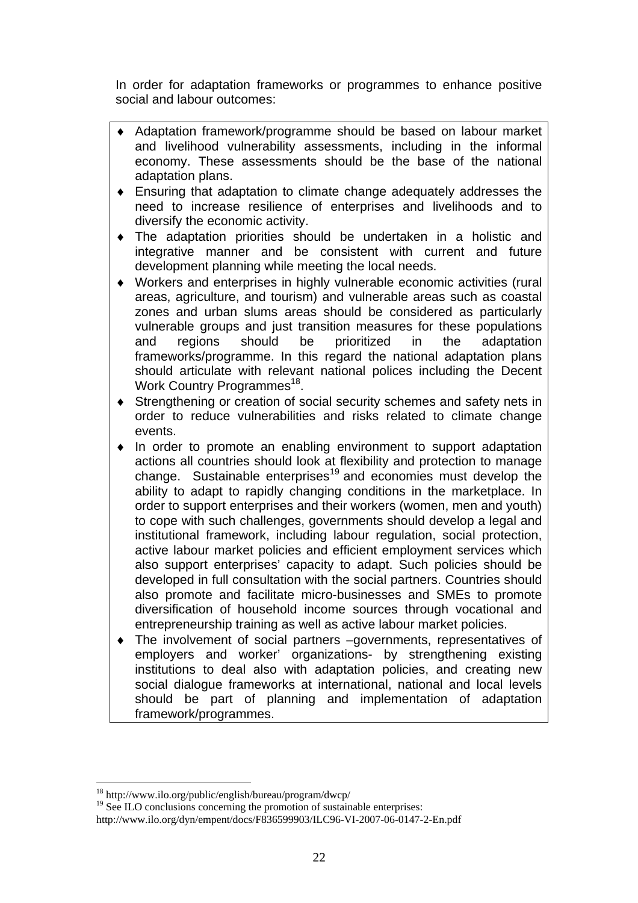In order for adaptation frameworks or programmes to enhance positive social and labour outcomes:

- Adaptation framework/programme should be based on labour market and livelihood vulnerability assessments, including in the informal economy. These assessments should be the base of the national adaptation plans.
- Ensuring that adaptation to climate change adequately addresses the need to increase resilience of enterprises and livelihoods and to diversify the economic activity.
- The adaptation priorities should be undertaken in a holistic and integrative manner and be consistent with current and future development planning while meeting the local needs.
- Workers and enterprises in highly vulnerable economic activities (rural areas, agriculture, and tourism) and vulnerable areas such as coastal zones and urban slums areas should be considered as particularly vulnerable groups and just transition measures for these populations and regions should be prioritized in the adaptation frameworks/programme. In this regard the national adaptation plans should articulate with relevant national polices including the Decent Work Country Programmes[18].
- Strengthening or creation of social security schemes and safety nets in order to reduce vulnerabilities and risks related to climate change events.
- In order to promote an enabling environment to support adaptation actions all countries should look at flexibility and protection to manage change. Sustainable enterprises[19] and economies must develop the ability to adapt to rapidly changing conditions in the marketplace. In order to support enterprises and their workers (women, men and youth) to cope with such challenges, governments should develop a legal and institutional framework, including labour regulation, social protection, active labour market policies and efficient employment services which also support enterprises' capacity to adapt. Such policies should be developed in full consultation with the social partners. Countries should also promote and facilitate micro-businesses and SMEs to promote diversification of household income sources through vocational and entrepreneurship training as well as active labour market policies.
- The involvement of social partners –governments, representatives of employers and worker' organizations- by strengthening existing institutions to deal also with adaptation policies, and creating new social dialogue frameworks at international, national and local levels should be part of planning and implementation of adaptation framework/programmes.

---

[18] http://www.ilo.org/public/english/bureau/program/dwcp/

[19] See ILO conclusions concerning the promotion of sustainable enterprises: http://www.ilo.org/dyn/empent/docs/F836599903/ILC96-VI-2007-06-0147-2-En.pdf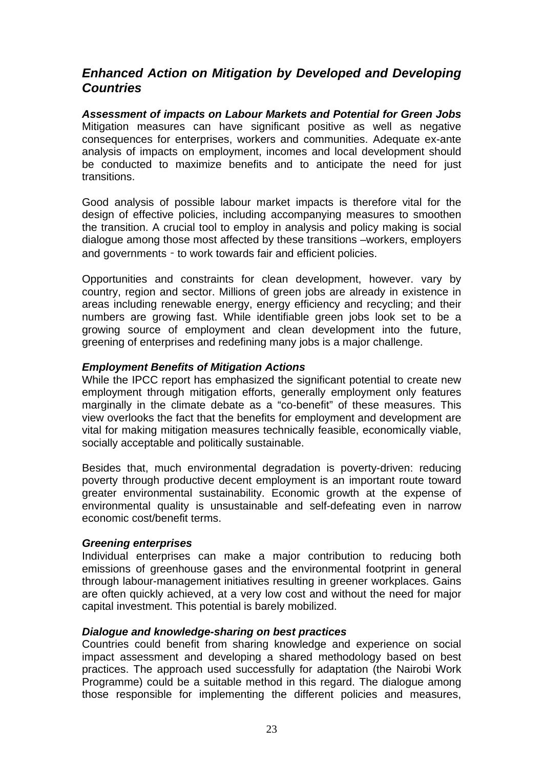## *Enhanced Action on Mitigation by Developed and Developing Countries*

***Assessment of impacts on Labour Markets and Potential for Green Jobs***

Mitigation measures can have significant positive as well as negative consequences for enterprises, workers and communities. Adequate ex-ante analysis of impacts on employment, incomes and local development should be conducted to maximize benefits and to anticipate the need for just transitions.

Good analysis of possible labour market impacts is therefore vital for the design of effective policies, including accompanying measures to smoothen the transition. A crucial tool to employ in analysis and policy making is social dialogue among those most affected by these transitions –workers, employers and governments - to work towards fair and efficient policies.

Opportunities and constraints for clean development, however. vary by country, region and sector. Millions of green jobs are already in existence in areas including renewable energy, energy efficiency and recycling; and their numbers are growing fast. While identifiable green jobs look set to be a growing source of employment and clean development into the future, greening of enterprises and redefining many jobs is a major challenge.

***Employment Benefits of Mitigation Actions***

While the IPCC report has emphasized the significant potential to create new employment through mitigation efforts, generally employment only features marginally in the climate debate as a "co-benefit" of these measures. This view overlooks the fact that the benefits for employment and development are vital for making mitigation measures technically feasible, economically viable, socially acceptable and politically sustainable.

Besides that, much environmental degradation is poverty-driven: reducing poverty through productive decent employment is an important route toward greater environmental sustainability. Economic growth at the expense of environmental quality is unsustainable and self-defeating even in narrow economic cost/benefit terms.

***Greening enterprises***

Individual enterprises can make a major contribution to reducing both emissions of greenhouse gases and the environmental footprint in general through labour-management initiatives resulting in greener workplaces. Gains are often quickly achieved, at a very low cost and without the need for major capital investment. This potential is barely mobilized.

***Dialogue and knowledge-sharing on best practices***

Countries could benefit from sharing knowledge and experience on social impact assessment and developing a shared methodology based on best practices. The approach used successfully for adaptation (the Nairobi Work Programme) could be a suitable method in this regard. The dialogue among those responsible for implementing the different policies and measures,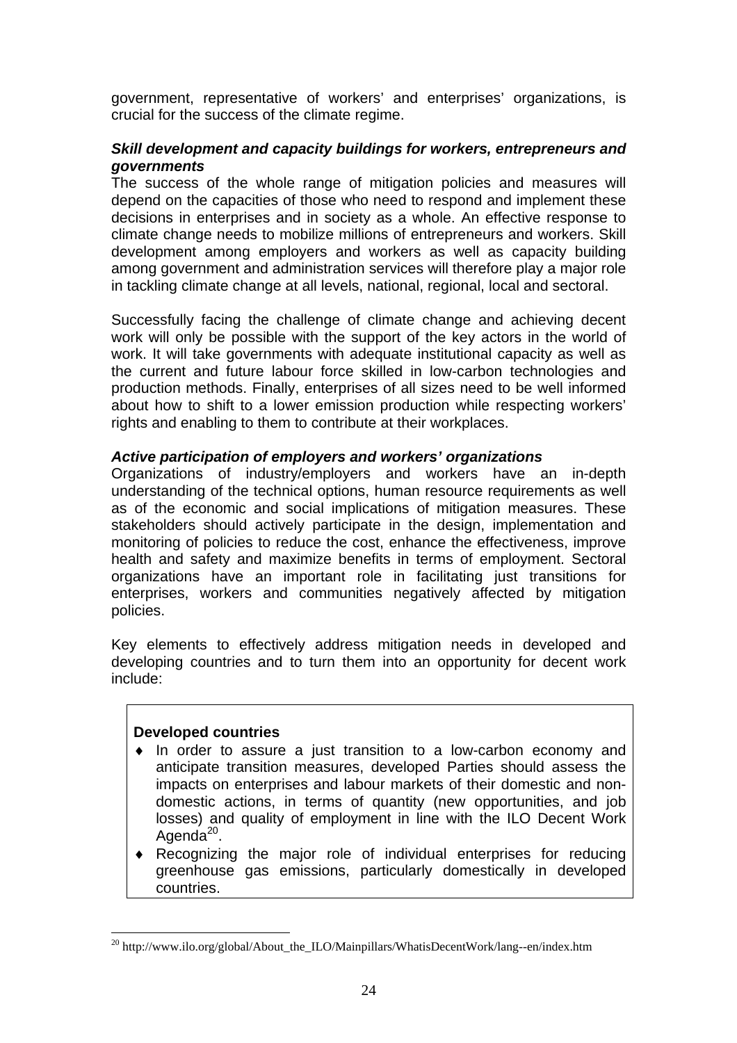government, representative of workers' and enterprises' organizations, is crucial for the success of the climate regime.

***Skill development and capacity buildings for workers, entrepreneurs and governments***

The success of the whole range of mitigation policies and measures will depend on the capacities of those who need to respond and implement these decisions in enterprises and in society as a whole. An effective response to climate change needs to mobilize millions of entrepreneurs and workers. Skill development among employers and workers as well as capacity building among government and administration services will therefore play a major role in tackling climate change at all levels, national, regional, local and sectoral.

Successfully facing the challenge of climate change and achieving decent work will only be possible with the support of the key actors in the world of work. It will take governments with adequate institutional capacity as well as the current and future labour force skilled in low-carbon technologies and production methods. Finally, enterprises of all sizes need to be well informed about how to shift to a lower emission production while respecting workers' rights and enabling to them to contribute at their workplaces.

***Active participation of employers and workers' organizations***

Organizations of industry/employers and workers have an in-depth understanding of the technical options, human resource requirements as well as of the economic and social implications of mitigation measures. These stakeholders should actively participate in the design, implementation and monitoring of policies to reduce the cost, enhance the effectiveness, improve health and safety and maximize benefits in terms of employment. Sectoral organizations have an important role in facilitating just transitions for enterprises, workers and communities negatively affected by mitigation policies.

Key elements to effectively address mitigation needs in developed and developing countries and to turn them into an opportunity for decent work include:

**Developed countries**

- In order to assure a just transition to a low-carbon economy and anticipate transition measures, developed Parties should assess the impacts on enterprises and labour markets of their domestic and non-domestic actions, in terms of quantity (new opportunities, and job losses) and quality of employment in line with the ILO Decent Work Agenda[20].
- Recognizing the major role of individual enterprises for reducing greenhouse gas emissions, particularly domestically in developed countries.

[20] http://www.ilo.org/global/About_the_ILO/Mainpillars/WhatisDecentWork/lang--en/index.htm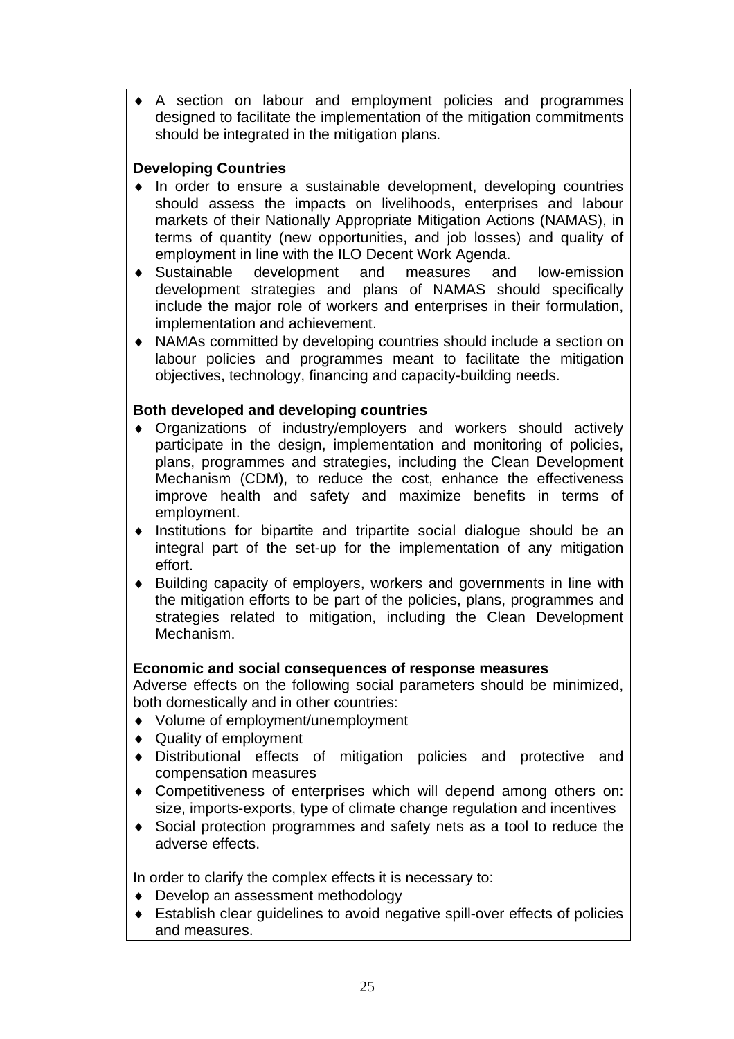- A section on labour and employment policies and programmes designed to facilitate the implementation of the mitigation commitments should be integrated in the mitigation plans.

**Developing Countries**

- In order to ensure a sustainable development, developing countries should assess the impacts on livelihoods, enterprises and labour markets of their Nationally Appropriate Mitigation Actions (NAMAS), in terms of quantity (new opportunities, and job losses) and quality of employment in line with the ILO Decent Work Agenda.
- Sustainable development and measures and low-emission development strategies and plans of NAMAS should specifically include the major role of workers and enterprises in their formulation, implementation and achievement.
- NAMAs committed by developing countries should include a section on labour policies and programmes meant to facilitate the mitigation objectives, technology, financing and capacity-building needs.

**Both developed and developing countries**

- Organizations of industry/employers and workers should actively participate in the design, implementation and monitoring of policies, plans, programmes and strategies, including the Clean Development Mechanism (CDM), to reduce the cost, enhance the effectiveness improve health and safety and maximize benefits in terms of employment.
- Institutions for bipartite and tripartite social dialogue should be an integral part of the set-up for the implementation of any mitigation effort.
- Building capacity of employers, workers and governments in line with the mitigation efforts to be part of the policies, plans, programmes and strategies related to mitigation, including the Clean Development Mechanism.

**Economic and social consequences of response measures**

Adverse effects on the following social parameters should be minimized, both domestically and in other countries:

- Volume of employment/unemployment
- Quality of employment
- Distributional effects of mitigation policies and protective and compensation measures
- Competitiveness of enterprises which will depend among others on: size, imports-exports, type of climate change regulation and incentives
- Social protection programmes and safety nets as a tool to reduce the adverse effects.

In order to clarify the complex effects it is necessary to:

- Develop an assessment methodology
- Establish clear guidelines to avoid negative spill-over effects of policies and measures.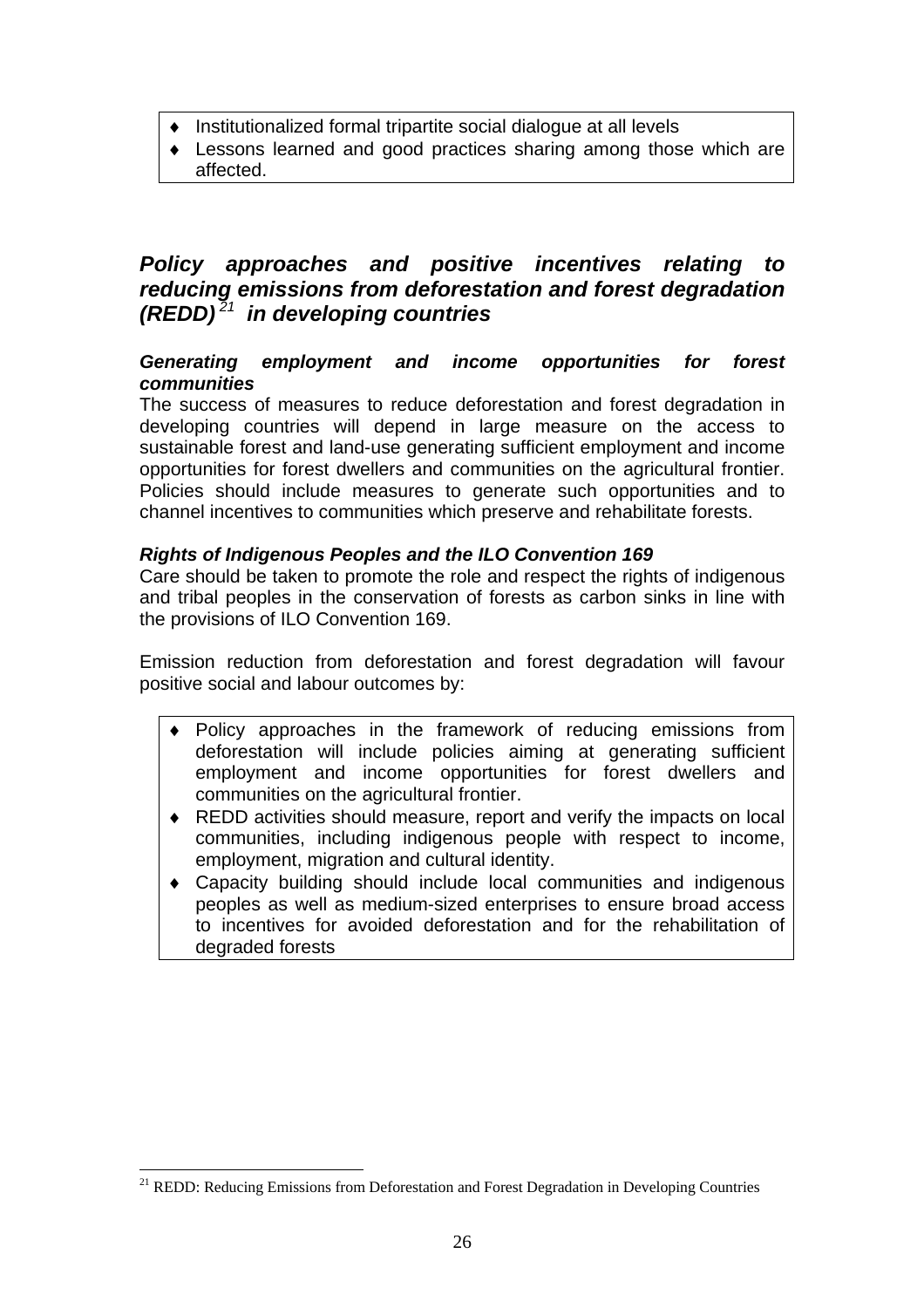- Institutionalized formal tripartite social dialogue at all levels
- Lessons learned and good practices sharing among those which are affected.

## *Policy approaches and positive incentives relating to reducing emissions from deforestation and forest degradation (REDD)[21] in developing countries*

### *Generating employment and income opportunities for forest communities*

The success of measures to reduce deforestation and forest degradation in developing countries will depend in large measure on the access to sustainable forest and land-use generating sufficient employment and income opportunities for forest dwellers and communities on the agricultural frontier. Policies should include measures to generate such opportunities and to channel incentives to communities which preserve and rehabilitate forests.

### *Rights of Indigenous Peoples and the ILO Convention 169*

Care should be taken to promote the role and respect the rights of indigenous and tribal peoples in the conservation of forests as carbon sinks in line with the provisions of ILO Convention 169.

Emission reduction from deforestation and forest degradation will favour positive social and labour outcomes by:

- Policy approaches in the framework of reducing emissions from deforestation will include policies aiming at generating sufficient employment and income opportunities for forest dwellers and communities on the agricultural frontier.
- REDD activities should measure, report and verify the impacts on local communities, including indigenous people with respect to income, employment, migration and cultural identity.
- Capacity building should include local communities and indigenous peoples as well as medium-sized enterprises to ensure broad access to incentives for avoided deforestation and for the rehabilitation of degraded forests

[21] REDD: Reducing Emissions from Deforestation and Forest Degradation in Developing Countries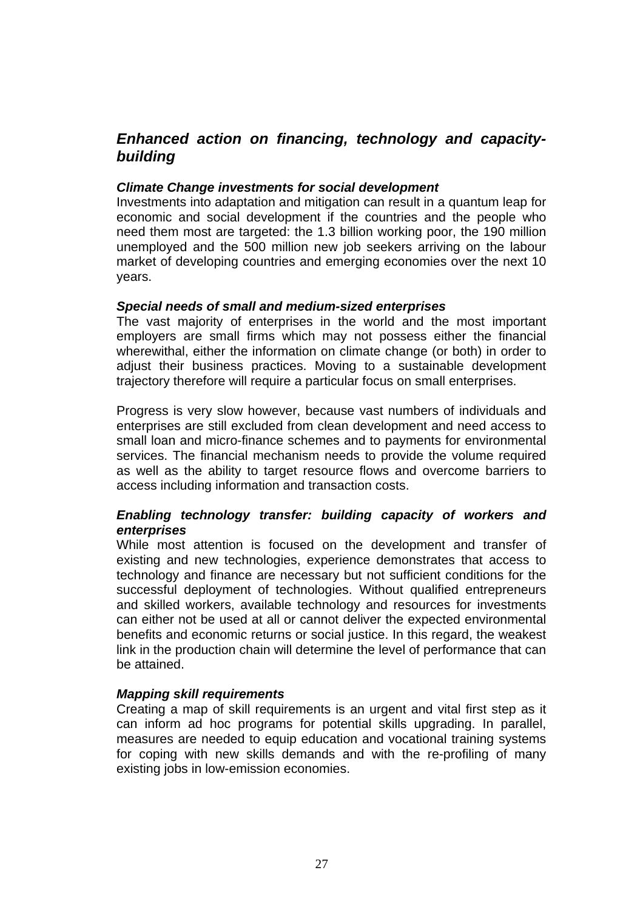## *Enhanced action on financing, technology and capacity-building*

***Climate Change investments for social development***

Investments into adaptation and mitigation can result in a quantum leap for economic and social development if the countries and the people who need them most are targeted: the 1.3 billion working poor, the 190 million unemployed and the 500 million new job seekers arriving on the labour market of developing countries and emerging economies over the next 10 years.

***Special needs of small and medium-sized enterprises***

The vast majority of enterprises in the world and the most important employers are small firms which may not possess either the financial wherewithal, either the information on climate change (or both) in order to adjust their business practices. Moving to a sustainable development trajectory therefore will require a particular focus on small enterprises.

Progress is very slow however, because vast numbers of individuals and enterprises are still excluded from clean development and need access to small loan and micro-finance schemes and to payments for environmental services. The financial mechanism needs to provide the volume required as well as the ability to target resource flows and overcome barriers to access including information and transaction costs.

***Enabling technology transfer: building capacity of workers and enterprises***

While most attention is focused on the development and transfer of existing and new technologies, experience demonstrates that access to technology and finance are necessary but not sufficient conditions for the successful deployment of technologies. Without qualified entrepreneurs and skilled workers, available technology and resources for investments can either not be used at all or cannot deliver the expected environmental benefits and economic returns or social justice. In this regard, the weakest link in the production chain will determine the level of performance that can be attained.

***Mapping skill requirements***

Creating a map of skill requirements is an urgent and vital first step as it can inform ad hoc programs for potential skills upgrading. In parallel, measures are needed to equip education and vocational training systems for coping with new skills demands and with the re-profiling of many existing jobs in low-emission economies.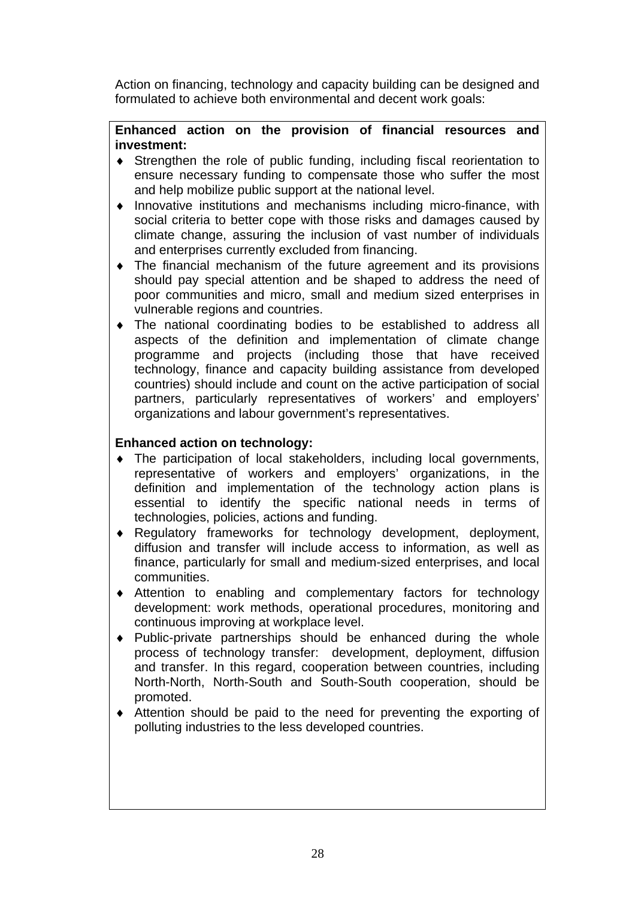Action on financing, technology and capacity building can be designed and formulated to achieve both environmental and decent work goals:

**Enhanced action on the provision of financial resources and investment:**

- Strengthen the role of public funding, including fiscal reorientation to ensure necessary funding to compensate those who suffer the most and help mobilize public support at the national level.
- Innovative institutions and mechanisms including micro-finance, with social criteria to better cope with those risks and damages caused by climate change, assuring the inclusion of vast number of individuals and enterprises currently excluded from financing.
- The financial mechanism of the future agreement and its provisions should pay special attention and be shaped to address the need of poor communities and micro, small and medium sized enterprises in vulnerable regions and countries.
- The national coordinating bodies to be established to address all aspects of the definition and implementation of climate change programme and projects (including those that have received technology, finance and capacity building assistance from developed countries) should include and count on the active participation of social partners, particularly representatives of workers and employers' organizations and labour government's representatives.

**Enhanced action on technology:**

- The participation of local stakeholders, including local governments, representative of workers and employers' organizations, in the definition and implementation of the technology action plans is essential to identify the specific national needs in terms of technologies, policies, actions and funding.
- Regulatory frameworks for technology development, deployment, diffusion and transfer will include access to information, as well as finance, particularly for small and medium-sized enterprises, and local communities.
- Attention to enabling and complementary factors for technology development: work methods, operational procedures, monitoring and continuous improving at workplace level.
- Public-private partnerships should be enhanced during the whole process of technology transfer: development, deployment, diffusion and transfer. In this regard, cooperation between countries, including North-North, North-South and South-South cooperation, should be promoted.
- Attention should be paid to the need for preventing the exporting of polluting industries to the less developed countries.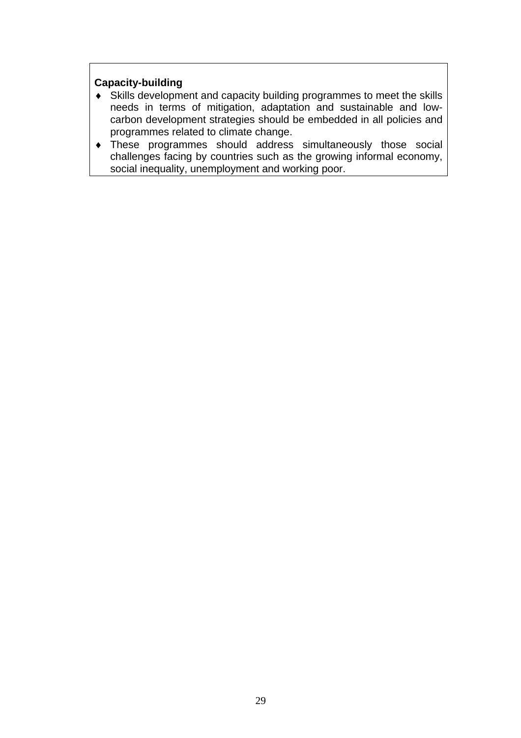**Capacity-building**

- Skills development and capacity building programmes to meet the skills needs in terms of mitigation, adaptation and sustainable and low-carbon development strategies should be embedded in all policies and programmes related to climate change.
- These programmes should address simultaneously those social challenges facing by countries such as the growing informal economy, social inequality, unemployment and working poor.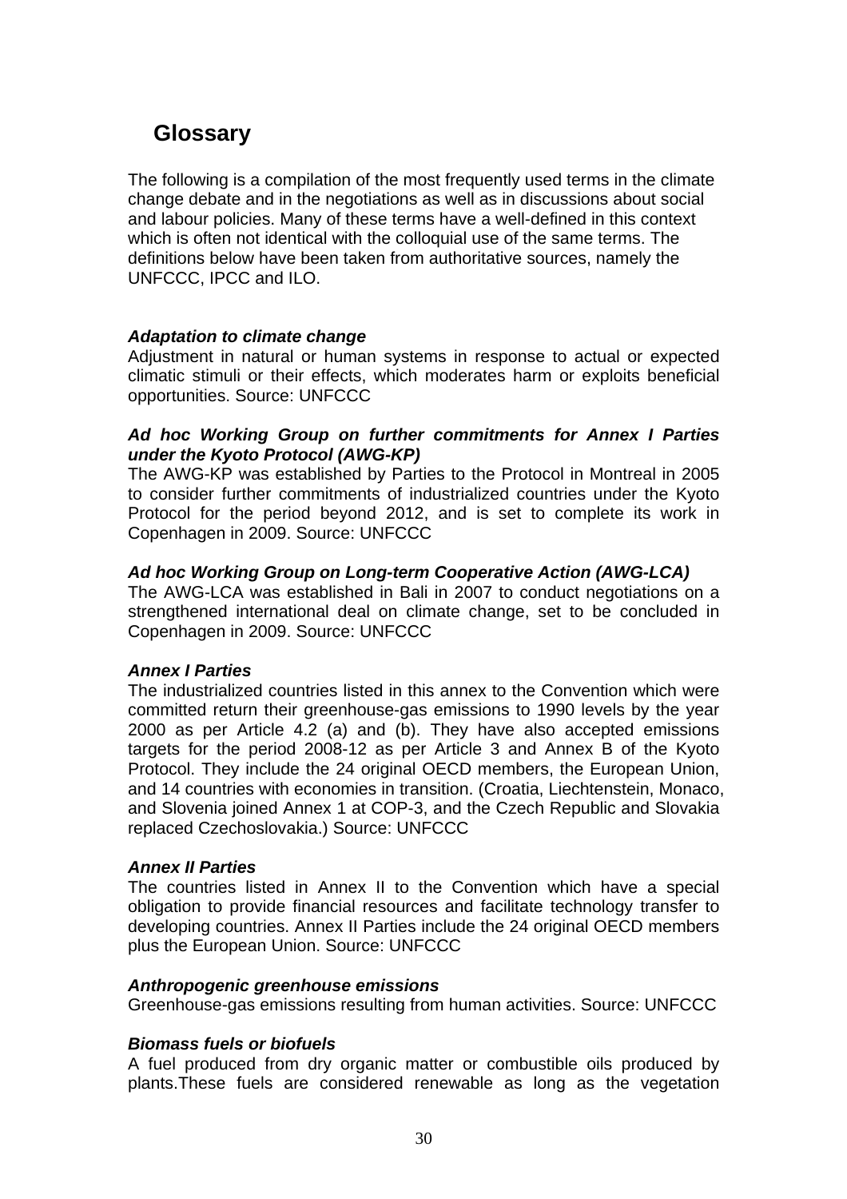## Glossary

The following is a compilation of the most frequently used terms in the climate change debate and in the negotiations as well as in discussions about social and labour policies. Many of these terms have a well-defined in this context which is often not identical with the colloquial use of the same terms. The definitions below have been taken from authoritative sources, namely the UNFCCC, IPCC and ILO.

***Adaptation to climate change***
Adjustment in natural or human systems in response to actual or expected climatic stimuli or their effects, which moderates harm or exploits beneficial opportunities. Source: UNFCCC

***Ad hoc Working Group on further commitments for Annex I Parties under the Kyoto Protocol (AWG-KP)***
The AWG-KP was established by Parties to the Protocol in Montreal in 2005 to consider further commitments of industrialized countries under the Kyoto Protocol for the period beyond 2012, and is set to complete its work in Copenhagen in 2009. Source: UNFCCC

***Ad hoc Working Group on Long-term Cooperative Action (AWG-LCA)***
The AWG-LCA was established in Bali in 2007 to conduct negotiations on a strengthened international deal on climate change, set to be concluded in Copenhagen in 2009. Source: UNFCCC

***Annex I Parties***
The industrialized countries listed in this annex to the Convention which were committed return their greenhouse-gas emissions to 1990 levels by the year 2000 as per Article 4.2 (a) and (b). They have also accepted emissions targets for the period 2008-12 as per Article 3 and Annex B of the Kyoto Protocol. They include the 24 original OECD members, the European Union, and 14 countries with economies in transition. (Croatia, Liechtenstein, Monaco, and Slovenia joined Annex 1 at COP-3, and the Czech Republic and Slovakia replaced Czechoslovakia.) Source: UNFCCC

***Annex II Parties***
The countries listed in Annex II to the Convention which have a special obligation to provide financial resources and facilitate technology transfer to developing countries. Annex II Parties include the 24 original OECD members plus the European Union. Source: UNFCCC

***Anthropogenic greenhouse emissions***
Greenhouse-gas emissions resulting from human activities. Source: UNFCCC

***Biomass fuels or biofuels***
A fuel produced from dry organic matter or combustible oils produced by plants.These fuels are considered renewable as long as the vegetation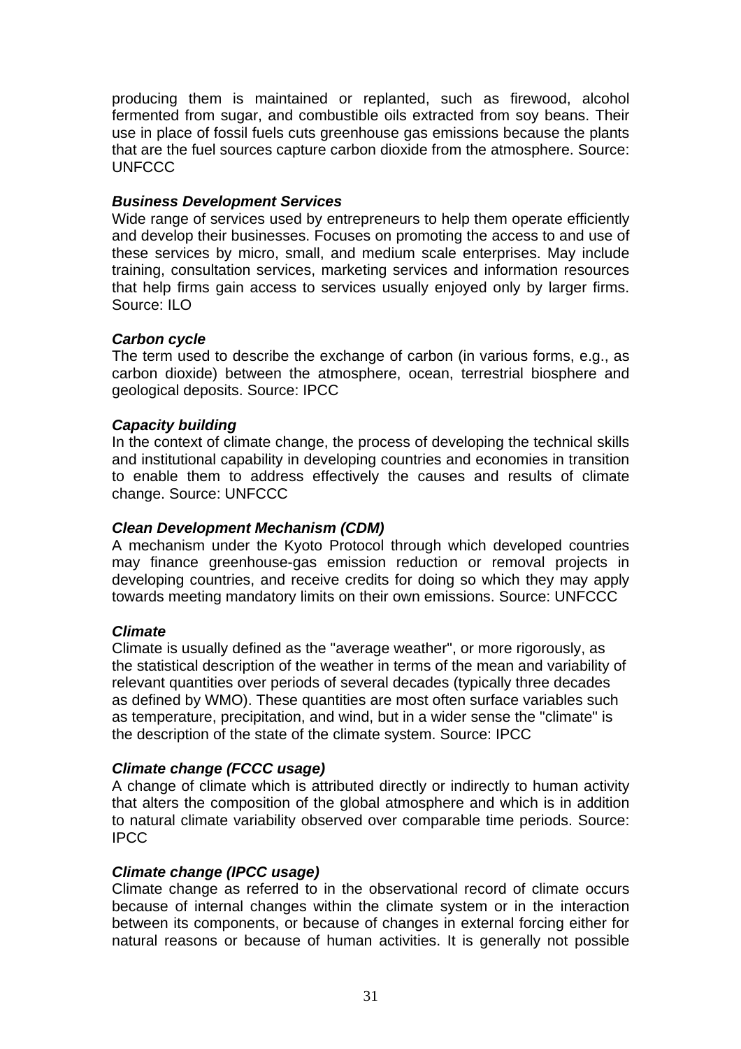producing them is maintained or replanted, such as firewood, alcohol fermented from sugar, and combustible oils extracted from soy beans. Their use in place of fossil fuels cuts greenhouse gas emissions because the plants that are the fuel sources capture carbon dioxide from the atmosphere. Source: UNFCCC

***Business Development Services***
Wide range of services used by entrepreneurs to help them operate efficiently and develop their businesses. Focuses on promoting the access to and use of these services by micro, small, and medium scale enterprises. May include training, consultation services, marketing services and information resources that help firms gain access to services usually enjoyed only by larger firms. Source: ILO

***Carbon cycle***
The term used to describe the exchange of carbon (in various forms, e.g., as carbon dioxide) between the atmosphere, ocean, terrestrial biosphere and geological deposits. Source: IPCC

***Capacity building***
In the context of climate change, the process of developing the technical skills and institutional capability in developing countries and economies in transition to enable them to address effectively the causes and results of climate change. Source: UNFCCC

***Clean Development Mechanism (CDM)***
A mechanism under the Kyoto Protocol through which developed countries may finance greenhouse-gas emission reduction or removal projects in developing countries, and receive credits for doing so which they may apply towards meeting mandatory limits on their own emissions. Source: UNFCCC

***Climate***
Climate is usually defined as the "average weather", or more rigorously, as the statistical description of the weather in terms of the mean and variability of relevant quantities over periods of several decades (typically three decades as defined by WMO). These quantities are most often surface variables such as temperature, precipitation, and wind, but in a wider sense the "climate" is the description of the state of the climate system. Source: IPCC

***Climate change (FCCC usage)***
A change of climate which is attributed directly or indirectly to human activity that alters the composition of the global atmosphere and which is in addition to natural climate variability observed over comparable time periods. Source: IPCC

***Climate change (IPCC usage)***
Climate change as referred to in the observational record of climate occurs because of internal changes within the climate system or in the interaction between its components, or because of changes in external forcing either for natural reasons or because of human activities. It is generally not possible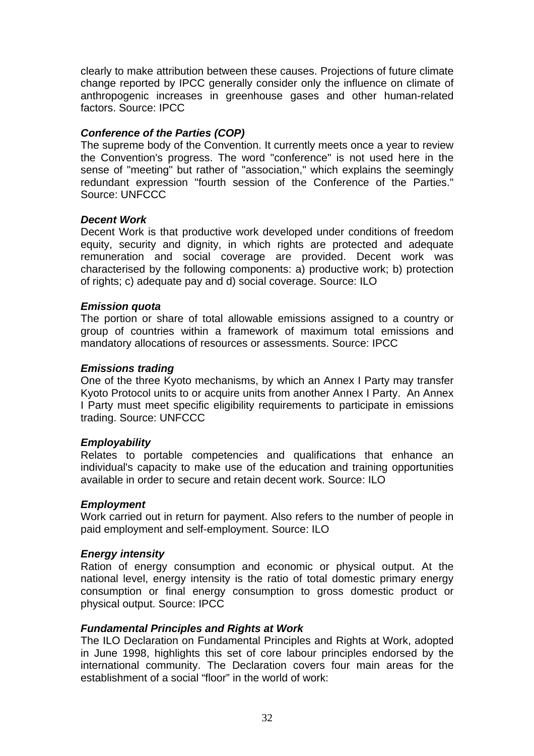clearly to make attribution between these causes. Projections of future climate change reported by IPCC generally consider only the influence on climate of anthropogenic increases in greenhouse gases and other human-related factors. Source: IPCC

***Conference of the Parties (COP)***

The supreme body of the Convention. It currently meets once a year to review the Convention's progress. The word "conference" is not used here in the sense of "meeting" but rather of "association," which explains the seemingly redundant expression "fourth session of the Conference of the Parties." Source: UNFCCC

***Decent Work***

Decent Work is that productive work developed under conditions of freedom equity, security and dignity, in which rights are protected and adequate remuneration and social coverage are provided. Decent work was characterised by the following components: a) productive work; b) protection of rights; c) adequate pay and d) social coverage. Source: ILO

***Emission quota***

The portion or share of total allowable emissions assigned to a country or group of countries within a framework of maximum total emissions and mandatory allocations of resources or assessments. Source: IPCC

***Emissions trading***

One of the three Kyoto mechanisms, by which an Annex I Party may transfer Kyoto Protocol units to or acquire units from another Annex I Party. An Annex I Party must meet specific eligibility requirements to participate in emissions trading. Source: UNFCCC

***Employability***

Relates to portable competencies and qualifications that enhance an individual's capacity to make use of the education and training opportunities available in order to secure and retain decent work. Source: ILO

***Employment***

Work carried out in return for payment. Also refers to the number of people in paid employment and self-employment. Source: ILO

***Energy intensity***

Ration of energy consumption and economic or physical output. At the national level, energy intensity is the ratio of total domestic primary energy consumption or final energy consumption to gross domestic product or physical output. Source: IPCC

***Fundamental Principles and Rights at Work***

The ILO Declaration on Fundamental Principles and Rights at Work, adopted in June 1998, highlights this set of core labour principles endorsed by the international community. The Declaration covers four main areas for the establishment of a social "floor" in the world of work: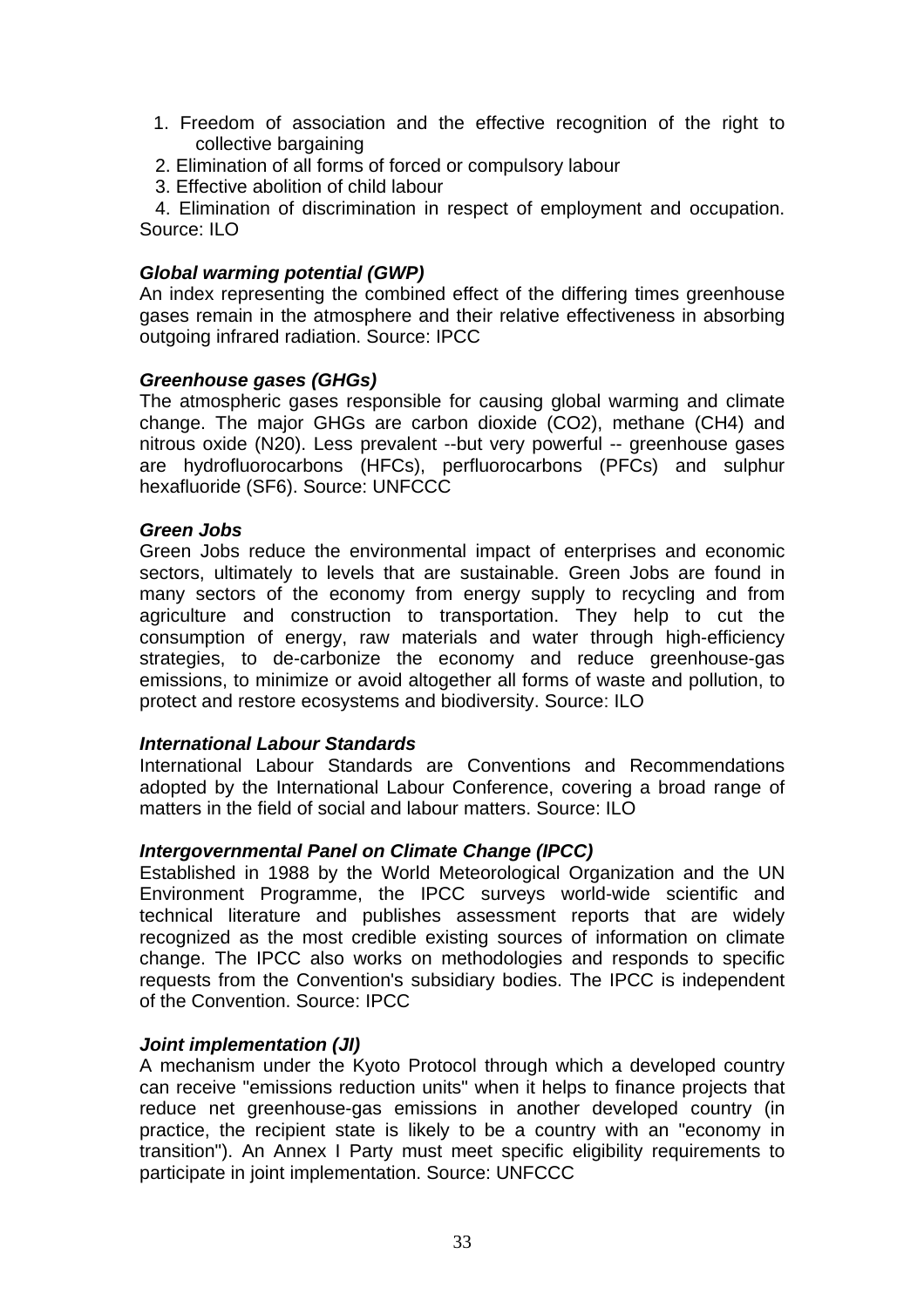1. Freedom of association and the effective recognition of the right to collective bargaining
2. Elimination of all forms of forced or compulsory labour
3. Effective abolition of child labour
4. Elimination of discrimination in respect of employment and occupation.

Source: ILO

***Global warming potential (GWP)***

An index representing the combined effect of the differing times greenhouse gases remain in the atmosphere and their relative effectiveness in absorbing outgoing infrared radiation. Source: IPCC

***Greenhouse gases (GHGs)***

The atmospheric gases responsible for causing global warming and climate change. The major GHGs are carbon dioxide ($CO_2$), methane ($CH_4$) and nitrous oxide (N20). Less prevalent --but very powerful -- greenhouse gases are hydrofluorocarbons (HFCs), perfluorocarbons (PFCs) and sulphur hexafluoride ($SF_6$). Source: UNFCCC

***Green Jobs***

Green Jobs reduce the environmental impact of enterprises and economic sectors, ultimately to levels that are sustainable. Green Jobs are found in many sectors of the economy from energy supply to recycling and from agriculture and construction to transportation. They help to cut the consumption of energy, raw materials and water through high-efficiency strategies, to de-carbonize the economy and reduce greenhouse-gas emissions, to minimize or avoid altogether all forms of waste and pollution, to protect and restore ecosystems and biodiversity. Source: ILO

***International Labour Standards***

International Labour Standards are Conventions and Recommendations adopted by the International Labour Conference, covering a broad range of matters in the field of social and labour matters. Source: ILO

***Intergovernmental Panel on Climate Change (IPCC)***

Established in 1988 by the World Meteorological Organization and the UN Environment Programme, the IPCC surveys world-wide scientific and technical literature and publishes assessment reports that are widely recognized as the most credible existing sources of information on climate change. The IPCC also works on methodologies and responds to specific requests from the Convention's subsidiary bodies. The IPCC is independent of the Convention. Source: IPCC

***Joint implementation (JI)***

A mechanism under the Kyoto Protocol through which a developed country can receive "emissions reduction units" when it helps to finance projects that reduce net greenhouse-gas emissions in another developed country (in practice, the recipient state is likely to be a country with an "economy in transition"). An Annex I Party must meet specific eligibility requirements to participate in joint implementation. Source: UNFCCC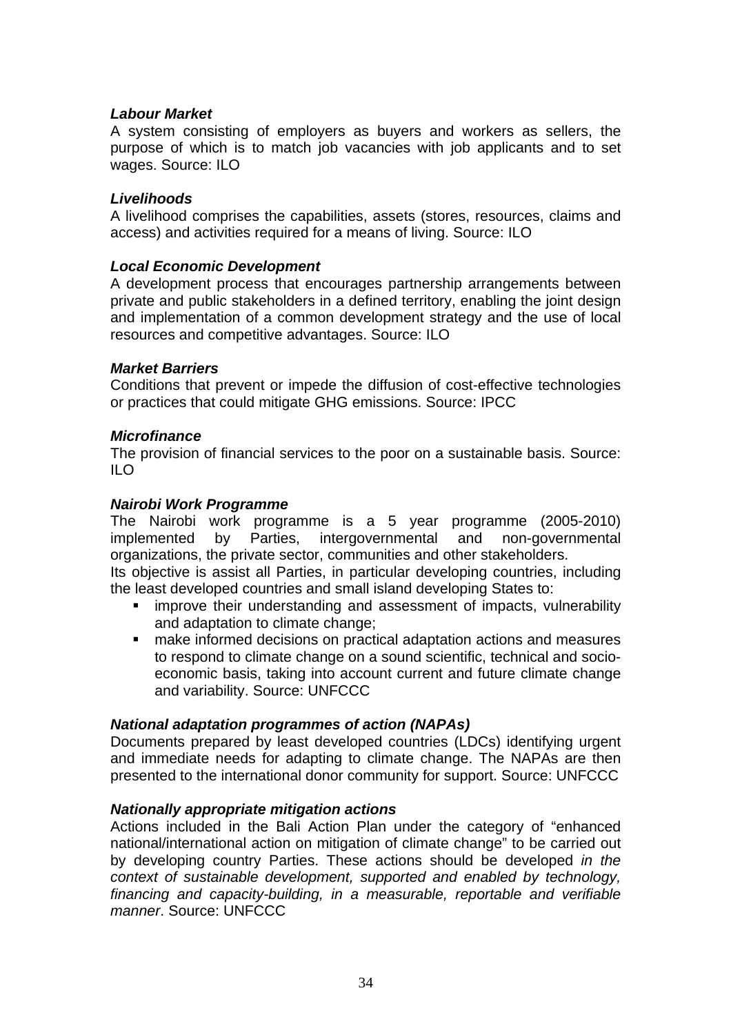***Labour Market***

A system consisting of employers as buyers and workers as sellers, the purpose of which is to match job vacancies with job applicants and to set wages. Source: ILO

***Livelihoods***

A livelihood comprises the capabilities, assets (stores, resources, claims and access) and activities required for a means of living. Source: ILO

***Local Economic Development***

A development process that encourages partnership arrangements between private and public stakeholders in a defined territory, enabling the joint design and implementation of a common development strategy and the use of local resources and competitive advantages. Source: ILO

***Market Barriers***

Conditions that prevent or impede the diffusion of cost-effective technologies or practices that could mitigate GHG emissions. Source: IPCC

***Microfinance***

The provision of financial services to the poor on a sustainable basis. Source: ILO

***Nairobi Work Programme***

The Nairobi work programme is a 5 year programme (2005-2010) implemented by Parties, intergovernmental and non-governmental organizations, the private sector, communities and other stakeholders.

Its objective is assist all Parties, in particular developing countries, including the least developed countries and small island developing States to:

- improve their understanding and assessment of impacts, vulnerability and adaptation to climate change;
- make informed decisions on practical adaptation actions and measures to respond to climate change on a sound scientific, technical and socio-economic basis, taking into account current and future climate change and variability. Source: UNFCCC

***National adaptation programmes of action (NAPAs)***

Documents prepared by least developed countries (LDCs) identifying urgent and immediate needs for adapting to climate change. The NAPAs are then presented to the international donor community for support. Source: UNFCCC

***Nationally appropriate mitigation actions***

Actions included in the Bali Action Plan under the category of "enhanced national/international action on mitigation of climate change" to be carried out by developing country Parties. These actions should be developed *in the context of sustainable development, supported and enabled by technology, financing and capacity-building, in a measurable, reportable and verifiable manner*. Source: UNFCCC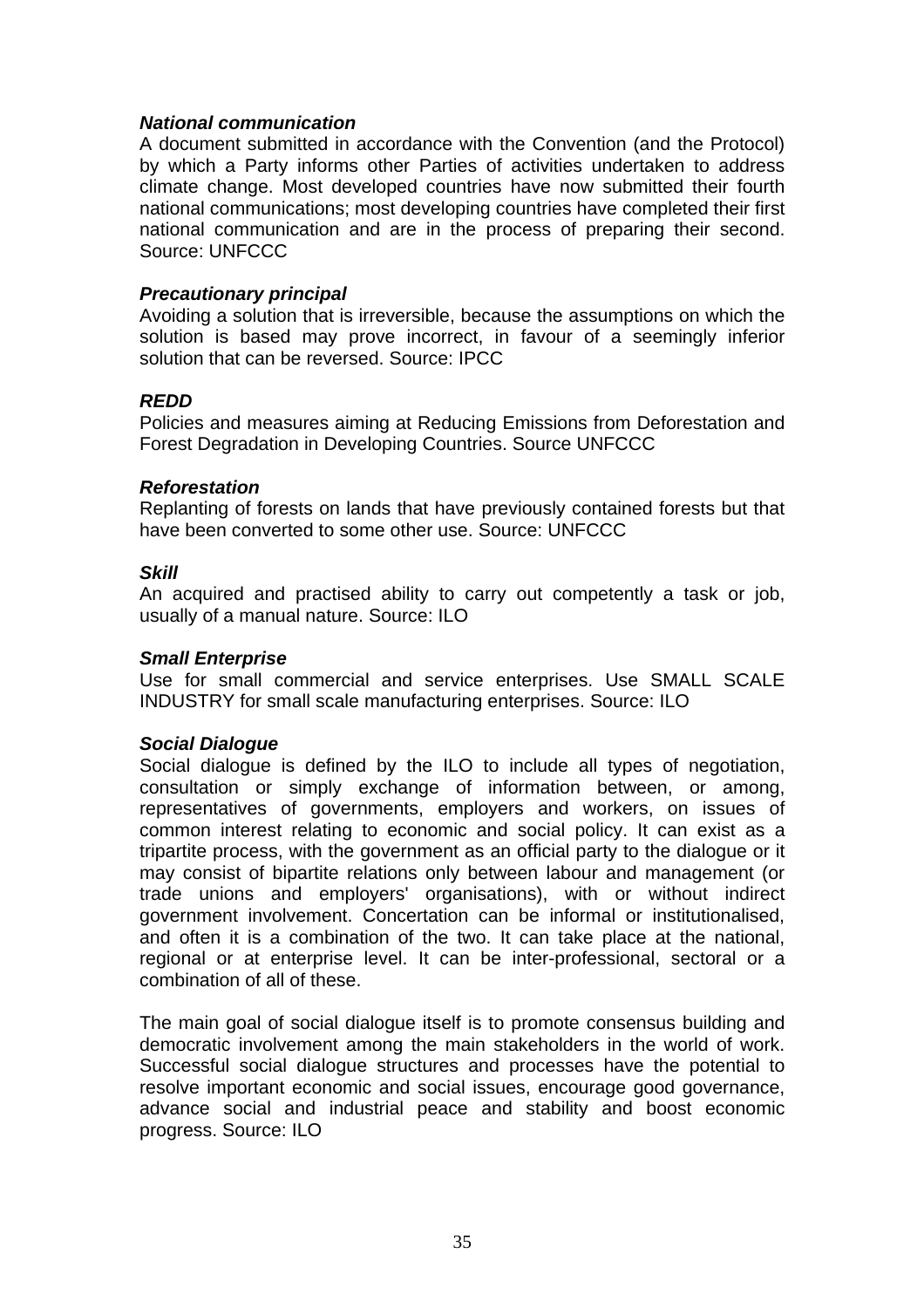***National communication***

A document submitted in accordance with the Convention (and the Protocol) by which a Party informs other Parties of activities undertaken to address climate change. Most developed countries have now submitted their fourth national communications; most developing countries have completed their first national communication and are in the process of preparing their second. Source: UNFCCC

***Precautionary principal***

Avoiding a solution that is irreversible, because the assumptions on which the solution is based may prove incorrect, in favour of a seemingly inferior solution that can be reversed. Source: IPCC

***REDD***

Policies and measures aiming at Reducing Emissions from Deforestation and Forest Degradation in Developing Countries. Source UNFCCC

***Reforestation***

Replanting of forests on lands that have previously contained forests but that have been converted to some other use. Source: UNFCCC

***Skill***

An acquired and practised ability to carry out competently a task or job, usually of a manual nature. Source: ILO

***Small Enterprise***

Use for small commercial and service enterprises. Use SMALL SCALE INDUSTRY for small scale manufacturing enterprises. Source: ILO

***Social Dialogue***

Social dialogue is defined by the ILO to include all types of negotiation, consultation or simply exchange of information between, or among, representatives of governments, employers and workers, on issues of common interest relating to economic and social policy. It can exist as a tripartite process, with the government as an official party to the dialogue or it may consist of bipartite relations only between labour and management (or trade unions and employers' organisations), with or without indirect government involvement. Concertation can be informal or institutionalised, and often it is a combination of the two. It can take place at the national, regional or at enterprise level. It can be inter-professional, sectoral or a combination of all of these.

The main goal of social dialogue itself is to promote consensus building and democratic involvement among the main stakeholders in the world of work. Successful social dialogue structures and processes have the potential to resolve important economic and social issues, encourage good governance, advance social and industrial peace and stability and boost economic progress. Source: ILO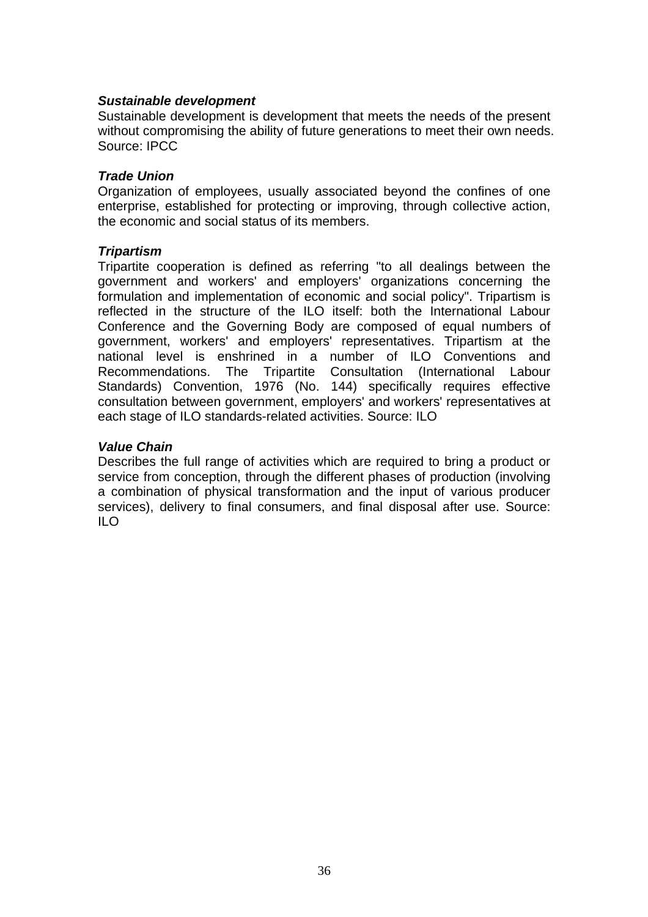***Sustainable development***

Sustainable development is development that meets the needs of the present without compromising the ability of future generations to meet their own needs. Source: IPCC

***Trade Union***

Organization of employees, usually associated beyond the confines of one enterprise, established for protecting or improving, through collective action, the economic and social status of its members.

***Tripartism***

Tripartite cooperation is defined as referring "to all dealings between the government and workers' and employers' organizations concerning the formulation and implementation of economic and social policy". Tripartism is reflected in the structure of the ILO itself: both the International Labour Conference and the Governing Body are composed of equal numbers of government, workers' and employers' representatives. Tripartism at the national level is enshrined in a number of ILO Conventions and Recommendations. The Tripartite Consultation (International Labour Standards) Convention, 1976 (No. 144) specifically requires effective consultation between government, employers' and workers' representatives at each stage of ILO standards-related activities. Source: ILO

***Value Chain***

Describes the full range of activities which are required to bring a product or service from conception, through the different phases of production (involving a combination of physical transformation and the input of various producer services), delivery to final consumers, and final disposal after use. Source: ILO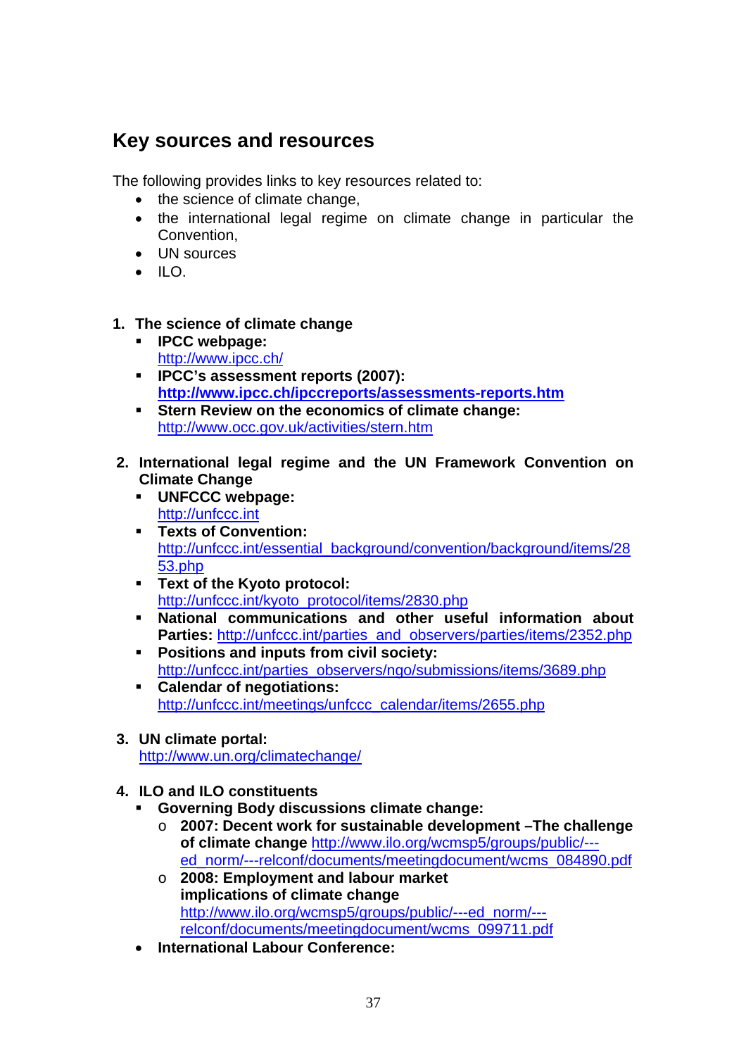## Key sources and resources

The following provides links to key resources related to:

- the science of climate change,
- the international legal regime on climate change in particular the Convention,
- UN sources
- ILO.

1. **The science of climate change**
   - **IPCC webpage:** http://www.ipcc.ch/
   - **IPCC's assessment reports (2007):** **http://www.ipcc.ch/ipccreports/assessments-reports.htm**
   - **Stern Review on the economics of climate change:** http://www.occ.gov.uk/activities/stern.htm

2. **International legal regime and the UN Framework Convention on Climate Change**
   - **UNFCCC webpage:** http://unfccc.int
   - **Texts of Convention:** http://unfccc.int/essential_background/convention/background/items/2853.php
   - **Text of the Kyoto protocol:** http://unfccc.int/kyoto_protocol/items/2830.php
   - **National communications and other useful information about Parties:** http://unfccc.int/parties_and_observers/parties/items/2352.php
   - **Positions and inputs from civil society:** http://unfccc.int/parties_observers/ngo/submissions/items/3689.php
   - **Calendar of negotiations:** http://unfccc.int/meetings/unfccc_calendar/items/2655.php

3. **UN climate portal:** http://www.un.org/climatechange/

4. **ILO and ILO constituents**
   - **Governing Body discussions climate change:**
     - **2007: Decent work for sustainable development –The challenge of climate change** http://www.ilo.org/wcmsp5/groups/public/---ed_norm/---relconf/documents/meetingdocument/wcms_084890.pdf
     - **2008: Employment and labour market implications of climate change** http://www.ilo.org/wcmsp5/groups/public/---ed_norm/---relconf/documents/meetingdocument/wcms_099711.pdf
   - **International Labour Conference:**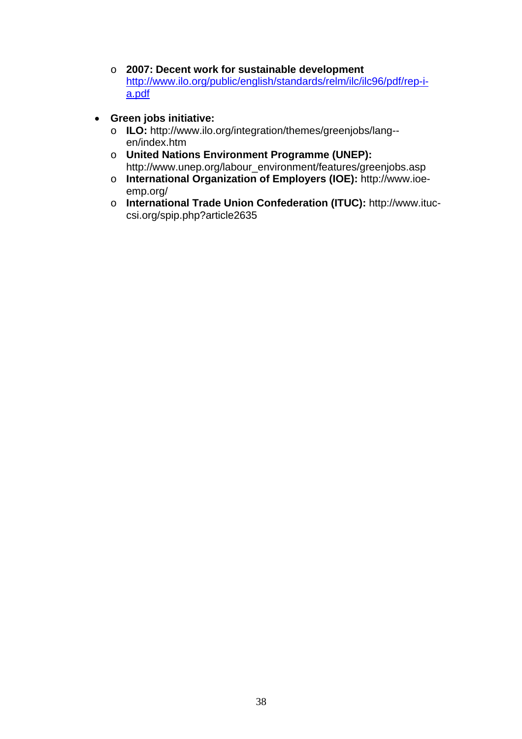- **2007: Decent work for sustainable development** [http://www.ilo.org/public/english/standards/relm/ilc/ilc96/pdf/rep-i-a.pdf](http://www.ilo.org/public/english/standards/relm/ilc/ilc96/pdf/rep-i-a.pdf)

- **Green jobs initiative:**
  - **ILO:** http://www.ilo.org/integration/themes/greenjobs/lang--en/index.htm
  - **United Nations Environment Programme (UNEP):** http://www.unep.org/labour_environment/features/greenjobs.asp
  - **International Organization of Employers (IOE):** http://www.ioe-emp.org/
  - **International Trade Union Confederation (ITUC):** http://www.ituc-csi.org/spip.php?article2635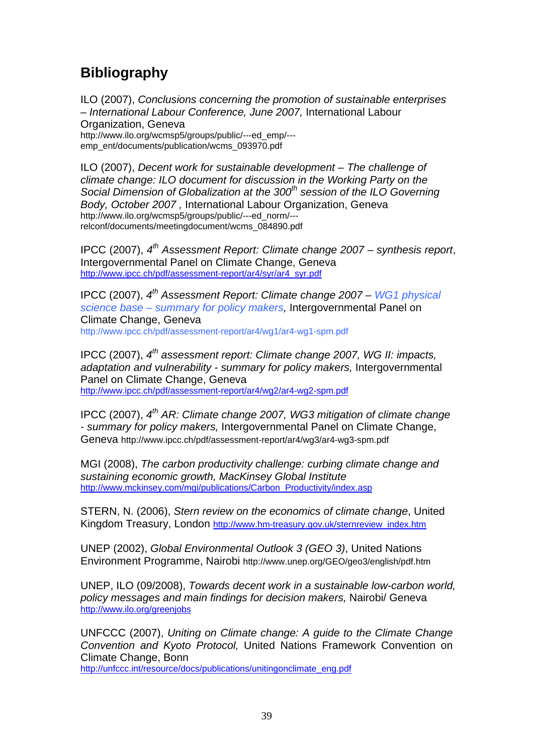## Bibliography

ILO (2007), *Conclusions concerning the promotion of sustainable enterprises – International Labour Conference, June 2007,* International Labour Organization, Geneva
http://www.ilo.org/wcmsp5/groups/public/---ed_emp/---emp_ent/documents/publication/wcms_093970.pdf

ILO (2007), *Decent work for sustainable development – The challenge of climate change: ILO document for discussion in the Working Party on the Social Dimension of Globalization at the 300th session of the ILO Governing Body, October 2007 ,* International Labour Organization, Geneva
http://www.ilo.org/wcmsp5/groups/public/---ed_norm/---relconf/documents/meetingdocument/wcms_084890.pdf

IPCC (2007), *4th Assessment Report: Climate change 2007 – synthesis report*, Intergovernmental Panel on Climate Change, Geneva
http://www.ipcc.ch/pdf/assessment-report/ar4/syr/ar4_syr.pdf

IPCC (2007), *4th Assessment Report: Climate change 2007 – WG1 physical science base – summary for policy makers,* Intergovernmental Panel on Climate Change, Geneva
http://www.ipcc.ch/pdf/assessment-report/ar4/wg1/ar4-wg1-spm.pdf

IPCC (2007), *4th assessment report: Climate change 2007, WG II: impacts, adaptation and vulnerability - summary for policy makers,* Intergovernmental Panel on Climate Change, Geneva
http://www.ipcc.ch/pdf/assessment-report/ar4/wg2/ar4-wg2-spm.pdf

IPCC (2007), *4th AR: Climate change 2007, WG3 mitigation of climate change - summary for policy makers,* Intergovernmental Panel on Climate Change, Geneva http://www.ipcc.ch/pdf/assessment-report/ar4/wg3/ar4-wg3-spm.pdf

MGI (2008), *The carbon productivity challenge: curbing climate change and sustaining economic growth, MacKinsey Global Institute*
http://www.mckinsey.com/mgi/publications/Carbon_Productivity/index.asp

STERN, N. (2006), *Stern review on the economics of climate change*, United Kingdom Treasury, London http://www.hm-treasury.gov.uk/sternreview_index.htm

UNEP (2002), *Global Environmental Outlook 3 (GEO 3)*, United Nations Environment Programme, Nairobi http://www.unep.org/GEO/geo3/english/pdf.htm

UNEP, ILO (09/2008), *Towards decent work in a sustainable low-carbon world, policy messages and main findings for decision makers,* Nairobi/ Geneva
http://www.ilo.org/greenjobs

UNFCCC (2007), *Uniting on Climate change: A guide to the Climate Change Convention and Kyoto Protocol,* United Nations Framework Convention on Climate Change, Bonn
http://unfccc.int/resource/docs/publications/unitingonclimate_eng.pdf